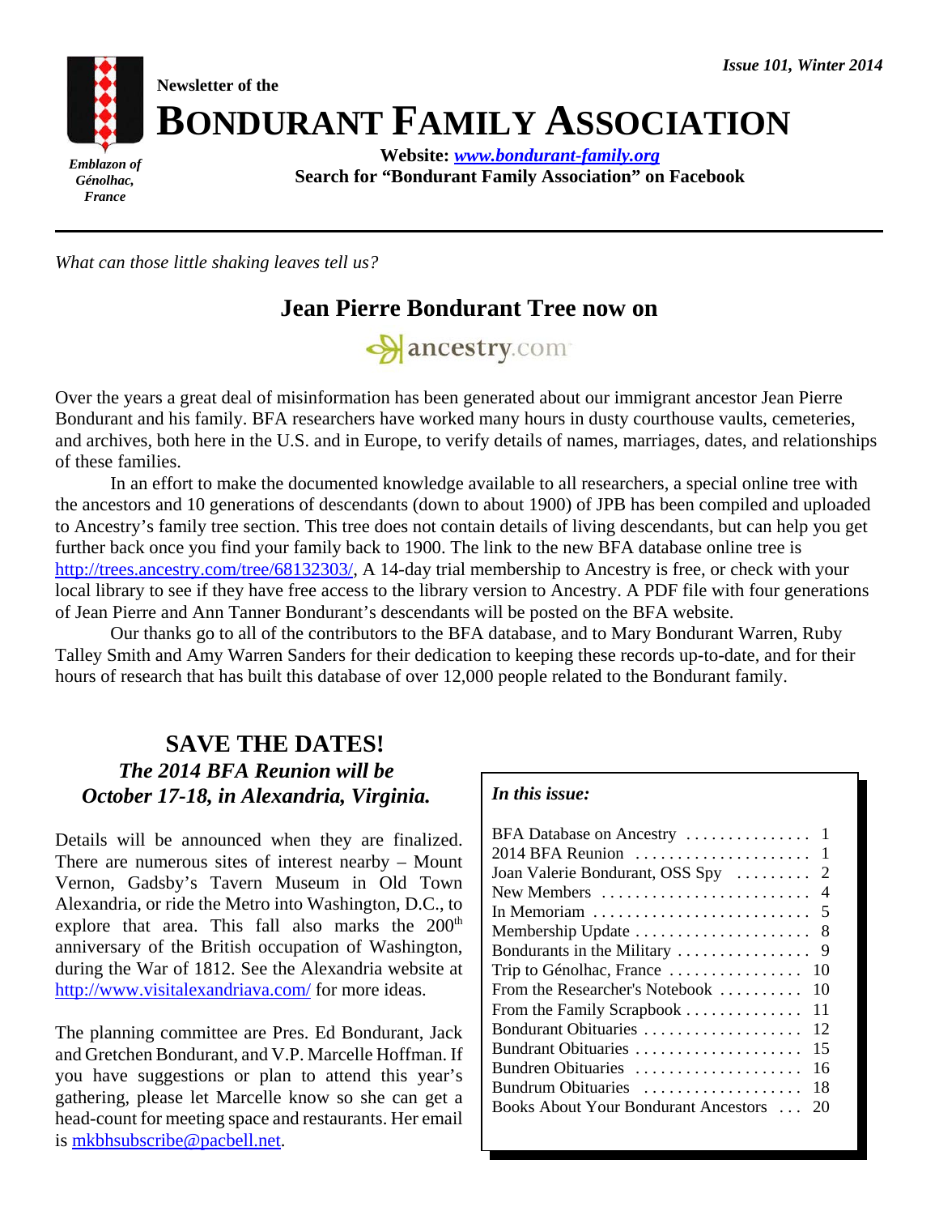*Issue 101, Winter 2014*

*Emblazon of Génolhac, France*

**Newsletter of the**

# BONDURANT FAMILY ASSOCIATION

**Website: [www.bondurant-family.org](http://www.bondurant-family.org)**
**Search for "Bondurant Family Association" on Facebook**

---

*What can those little shaking leaves tell us?*

## Jean Pierre Bondurant Tree now on ancestry.com

Over the years a great deal of misinformation has been generated about our immigrant ancestor Jean Pierre Bondurant and his family. BFA researchers have worked many hours in dusty courthouse vaults, cemeteries, and archives, both here in the U.S. and in Europe, to verify details of names, marriages, dates, and relationships of these families.

In an effort to make the documented knowledge available to all researchers, a special online tree with the ancestors and 10 generations of descendants (down to about 1900) of JPB has been compiled and uploaded to Ancestry's family tree section. This tree does not contain details of living descendants, but can help you get further back once you find your family back to 1900. The link to the new BFA database online tree is http://trees.ancestry.com/tree/68132303/, A 14-day trial membership to Ancestry is free, or check with your local library to see if they have free access to the library version to Ancestry. A PDF file with four generations of Jean Pierre and Ann Tanner Bondurant's descendants will be posted on the BFA website.

Our thanks go to all of the contributors to the BFA database, and to Mary Bondurant Warren, Ruby Talley Smith and Amy Warren Sanders for their dedication to keeping these records up-to-date, and for their hours of research that has built this database of over 12,000 people related to the Bondurant family.

## SAVE THE DATES!

### *The 2014 BFA Reunion will be October 17-18, in Alexandria, Virginia.*

Details will be announced when they are finalized. There are numerous sites of interest nearby – Mount Vernon, Gadsby's Tavern Museum in Old Town Alexandria, or ride the Metro into Washington, D.C., to explore that area. This fall also marks the 200th anniversary of the British occupation of Washington, during the War of 1812. See the Alexandria website at http://www.visitalexandriava.com/ for more ideas.

The planning committee are Pres. Ed Bondurant, Jack and Gretchen Bondurant, and V.P. Marcelle Hoffman. If you have suggestions or plan to attend this year's gathering, please let Marcelle know so she can get a head-count for meeting space and restaurants. Her email is mkbhsubscribe@pacbell.net.

**_In this issue:_**

| | |
|---|---|
| BFA Database on Ancestry | 1 |
| 2014 BFA Reunion | 1 |
| Joan Valerie Bondurant, OSS Spy | 2 |
| New Members | 4 |
| In Memoriam | 5 |
| Membership Update | 8 |
| Bondurants in the Military | 9 |
| Trip to Génolhac, France | 10 |
| From the Researcher's Notebook | 10 |
| From the Family Scrapbook | 11 |
| Bondurant Obituaries | 12 |
| Bundrant Obituaries | 15 |
| Bundren Obituaries | 16 |
| Bundrum Obituaries | 18 |
| Books About Your Bondurant Ancestors | 20 |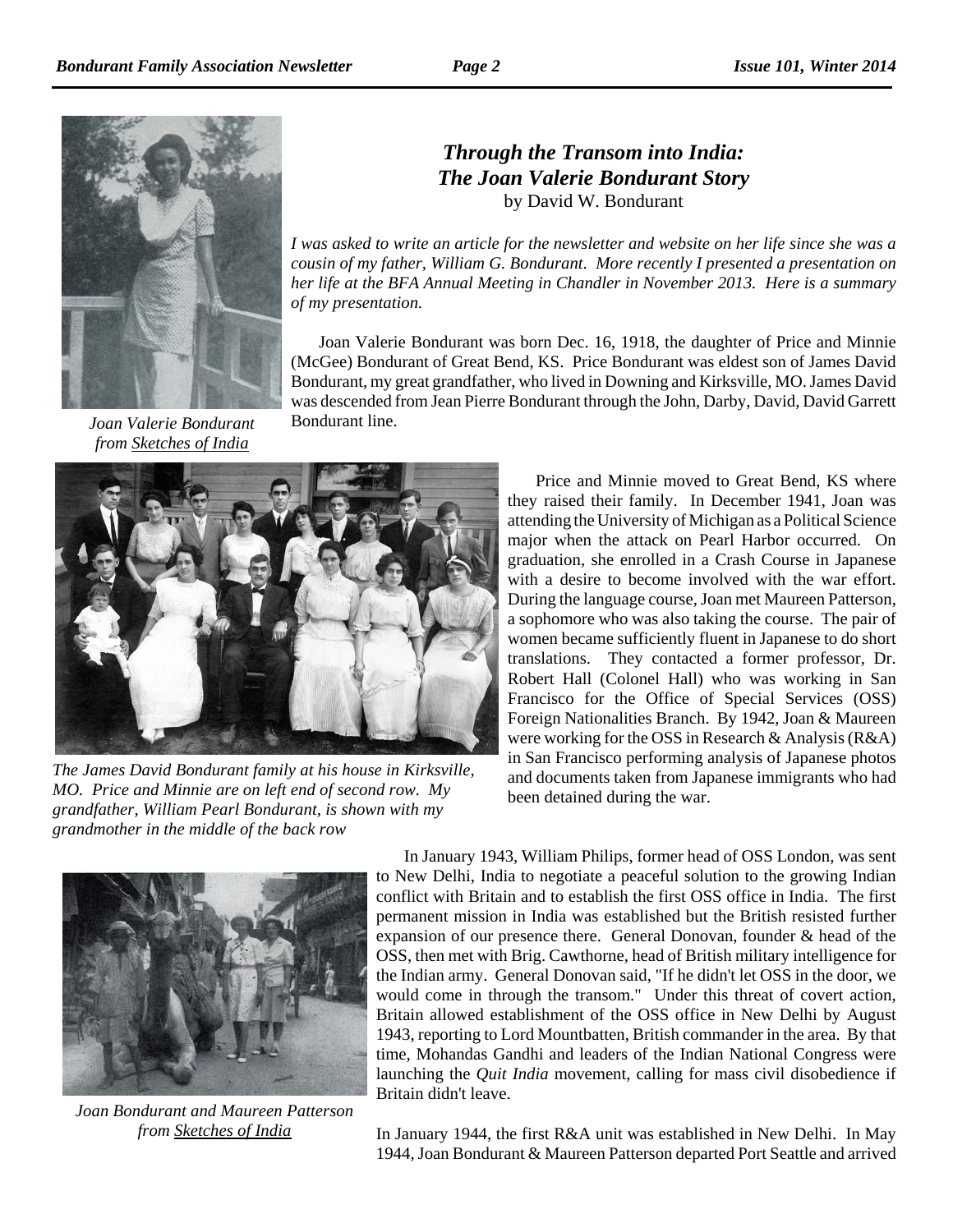## *Through the Transom into India: The Joan Valerie Bondurant Story*

by David W. Bondurant

*I was asked to write an article for the newsletter and website on her life since she was a cousin of my father, William G. Bondurant. More recently I presented a presentation on her life at the BFA Annual Meeting in Chandler in November 2013. Here is a summary of my presentation.*

Joan Valerie Bondurant was born Dec. 16, 1918, the daughter of Price and Minnie (McGee) Bondurant of Great Bend, KS. Price Bondurant was eldest son of James David Bondurant, my great grandfather, who lived in Downing and Kirksville, MO. James David was descended from Jean Pierre Bondurant through the John, Darby, David, David Garrett Bondurant line.

*Joan Valerie Bondurant from Sketches of India*

*The James David Bondurant family at his house in Kirksville, MO. Price and Minnie are on left end of second row. My grandfather, William Pearl Bondurant, is shown with my grandmother in the middle of the back row*

Price and Minnie moved to Great Bend, KS where they raised their family. In December 1941, Joan was attending the University of Michigan as a Political Science major when the attack on Pearl Harbor occurred. On graduation, she enrolled in a Crash Course in Japanese with a desire to become involved with the war effort. During the language course, Joan met Maureen Patterson, a sophomore who was also taking the course. The pair of women became sufficiently fluent in Japanese to do short translations. They contacted a former professor, Dr. Robert Hall (Colonel Hall) who was working in San Francisco for the Office of Special Services (OSS) Foreign Nationalities Branch. By 1942, Joan & Maureen were working for the OSS in Research & Analysis (R&A) in San Francisco performing analysis of Japanese photos and documents taken from Japanese immigrants who had been detained during the war.

In January 1943, William Philips, former head of OSS London, was sent to New Delhi, India to negotiate a peaceful solution to the growing Indian conflict with Britain and to establish the first OSS office in India. The first permanent mission in India was established but the British resisted further expansion of our presence there. General Donovan, founder & head of the OSS, then met with Brig. Cawthorne, head of British military intelligence for the Indian army. General Donovan said, "If he didn't let OSS in the door, we would come in through the transom." Under this threat of covert action, Britain allowed establishment of the OSS office in New Delhi by August 1943, reporting to Lord Mountbatten, British commander in the area. By that time, Mohandas Gandhi and leaders of the Indian National Congress were launching the *Quit India* movement, calling for mass civil disobedience if Britain didn't leave.

*Joan Bondurant and Maureen Patterson from Sketches of India*

In January 1944, the first R&A unit was established in New Delhi. In May 1944, Joan Bondurant & Maureen Patterson departed Port Seattle and arrived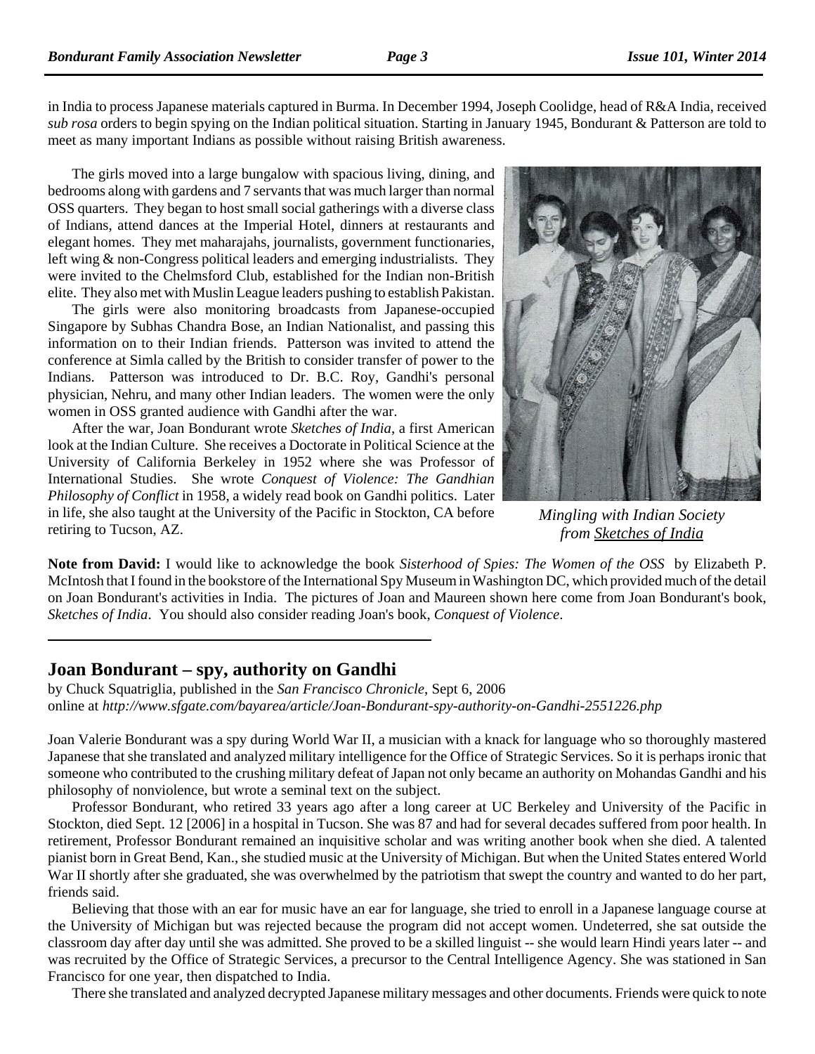in India to process Japanese materials captured in Burma. In December 1994, Joseph Coolidge, head of R&A India, received *sub rosa* orders to begin spying on the Indian political situation. Starting in January 1945, Bondurant & Patterson are told to meet as many important Indians as possible without raising British awareness.

The girls moved into a large bungalow with spacious living, dining, and bedrooms along with gardens and 7 servants that was much larger than normal OSS quarters. They began to host small social gatherings with a diverse class of Indians, attend dances at the Imperial Hotel, dinners at restaurants and elegant homes. They met maharajahs, journalists, government functionaries, left wing & non-Congress political leaders and emerging industrialists. They were invited to the Chelmsford Club, established for the Indian non-British elite. They also met with Muslin League leaders pushing to establish Pakistan.

The girls were also monitoring broadcasts from Japanese-occupied Singapore by Subhas Chandra Bose, an Indian Nationalist, and passing this information on to their Indian friends. Patterson was invited to attend the conference at Simla called by the British to consider transfer of power to the Indians. Patterson was introduced to Dr. B.C. Roy, Gandhi's personal physician, Nehru, and many other Indian leaders. The women were the only women in OSS granted audience with Gandhi after the war.

After the war, Joan Bondurant wrote *Sketches of India*, a first American look at the Indian Culture. She receives a Doctorate in Political Science at the University of California Berkeley in 1952 where she was Professor of International Studies. She wrote *Conquest of Violence: The Gandhian Philosophy of Conflict* in 1958, a widely read book on Gandhi politics. Later in life, she also taught at the University of the Pacific in Stockton, CA before retiring to Tucson, AZ.

*Mingling with Indian Society from Sketches of India*

**Note from David:** I would like to acknowledge the book *Sisterhood of Spies: The Women of the OSS* by Elizabeth P. McIntosh that I found in the bookstore of the International Spy Museum in Washington DC, which provided much of the detail on Joan Bondurant's activities in India. The pictures of Joan and Maureen shown here come from Joan Bondurant's book, *Sketches of India*. You should also consider reading Joan's book, *Conquest of Violence*.

## Joan Bondurant – spy, authority on Gandhi

by Chuck Squatriglia, published in the *San Francisco Chronicle*, Sept 6, 2006
online at *http://www.sfgate.com/bayarea/article/Joan-Bondurant-spy-authority-on-Gandhi-2551226.php*

Joan Valerie Bondurant was a spy during World War II, a musician with a knack for language who so thoroughly mastered Japanese that she translated and analyzed military intelligence for the Office of Strategic Services. So it is perhaps ironic that someone who contributed to the crushing military defeat of Japan not only became an authority on Mohandas Gandhi and his philosophy of nonviolence, but wrote a seminal text on the subject.

Professor Bondurant, who retired 33 years ago after a long career at UC Berkeley and University of the Pacific in Stockton, died Sept. 12 [2006] in a hospital in Tucson. She was 87 and had for several decades suffered from poor health. In retirement, Professor Bondurant remained an inquisitive scholar and was writing another book when she died. A talented pianist born in Great Bend, Kan., she studied music at the University of Michigan. But when the United States entered World War II shortly after she graduated, she was overwhelmed by the patriotism that swept the country and wanted to do her part, friends said.

Believing that those with an ear for music have an ear for language, she tried to enroll in a Japanese language course at the University of Michigan but was rejected because the program did not accept women. Undeterred, she sat outside the classroom day after day until she was admitted. She proved to be a skilled linguist -- she would learn Hindi years later -- and was recruited by the Office of Strategic Services, a precursor to the Central Intelligence Agency. She was stationed in San Francisco for one year, then dispatched to India.

There she translated and analyzed decrypted Japanese military messages and other documents. Friends were quick to note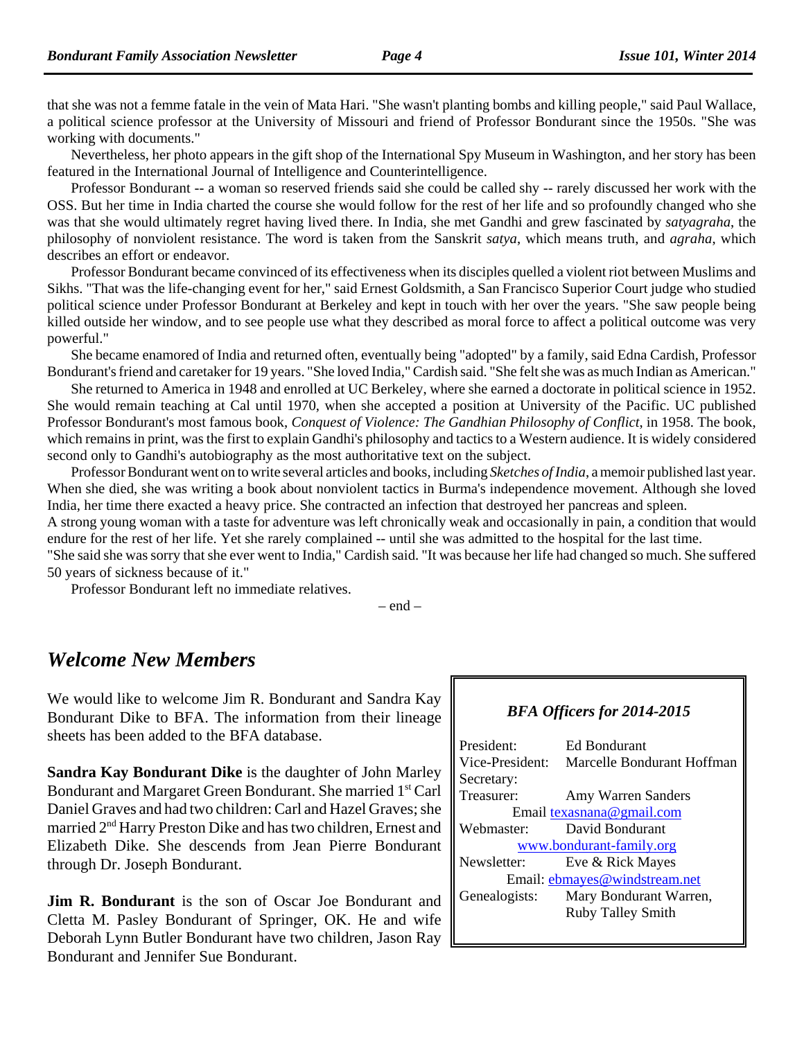that she was not a femme fatale in the vein of Mata Hari. "She wasn't planting bombs and killing people," said Paul Wallace, a political science professor at the University of Missouri and friend of Professor Bondurant since the 1950s. "She was working with documents."

Nevertheless, her photo appears in the gift shop of the International Spy Museum in Washington, and her story has been featured in the International Journal of Intelligence and Counterintelligence.

Professor Bondurant -- a woman so reserved friends said she could be called shy -- rarely discussed her work with the OSS. But her time in India charted the course she would follow for the rest of her life and so profoundly changed who she was that she would ultimately regret having lived there. In India, she met Gandhi and grew fascinated by *satyagraha*, the philosophy of nonviolent resistance. The word is taken from the Sanskrit *satya*, which means truth, and *agraha*, which describes an effort or endeavor.

Professor Bondurant became convinced of its effectiveness when its disciples quelled a violent riot between Muslims and Sikhs. "That was the life-changing event for her," said Ernest Goldsmith, a San Francisco Superior Court judge who studied political science under Professor Bondurant at Berkeley and kept in touch with her over the years. "She saw people being killed outside her window, and to see people use what they described as moral force to affect a political outcome was very powerful."

She became enamored of India and returned often, eventually being "adopted" by a family, said Edna Cardish, Professor Bondurant's friend and caretaker for 19 years. "She loved India," Cardish said. "She felt she was as much Indian as American."

She returned to America in 1948 and enrolled at UC Berkeley, where she earned a doctorate in political science in 1952. She would remain teaching at Cal until 1970, when she accepted a position at University of the Pacific. UC published Professor Bondurant's most famous book, *Conquest of Violence: The Gandhian Philosophy of Conflict*, in 1958. The book, which remains in print, was the first to explain Gandhi's philosophy and tactics to a Western audience. It is widely considered second only to Gandhi's autobiography as the most authoritative text on the subject.

Professor Bondurant went on to write several articles and books, including *Sketches of India*, a memoir published last year. When she died, she was writing a book about nonviolent tactics in Burma's independence movement. Although she loved India, her time there exacted a heavy price. She contracted an infection that destroyed her pancreas and spleen.

A strong young woman with a taste for adventure was left chronically weak and occasionally in pain, a condition that would endure for the rest of her life. Yet she rarely complained -- until she was admitted to the hospital for the last time.

"She said she was sorry that she ever went to India," Cardish said. "It was because her life had changed so much. She suffered 50 years of sickness because of it."

Professor Bondurant left no immediate relatives.

– end –

## *Welcome New Members*

We would like to welcome Jim R. Bondurant and Sandra Kay Bondurant Dike to BFA. The information from their lineage sheets has been added to the BFA database.

**Sandra Kay Bondurant Dike** is the daughter of John Marley Bondurant and Margaret Green Bondurant. She married 1st Carl Daniel Graves and had two children: Carl and Hazel Graves; she married 2nd Harry Preston Dike and has two children, Ernest and Elizabeth Dike. She descends from Jean Pierre Bondurant through Dr. Joseph Bondurant.

**Jim R. Bondurant** is the son of Oscar Joe Bondurant and Cletta M. Pasley Bondurant of Springer, OK. He and wife Deborah Lynn Butler Bondurant have two children, Jason Ray Bondurant and Jennifer Sue Bondurant.

### *BFA Officers for 2014-2015*

President: Ed Bondurant
Vice-President: Marcelle Bondurant Hoffman
Secretary:
Treasurer: Amy Warren Sanders
Email texasnana@gmail.com
Webmaster: David Bondurant
www.bondurant-family.org
Newsletter: Eve & Rick Mayes
Email: ebmayes@windstream.net
Genealogists: Mary Bondurant Warren, Ruby Talley Smith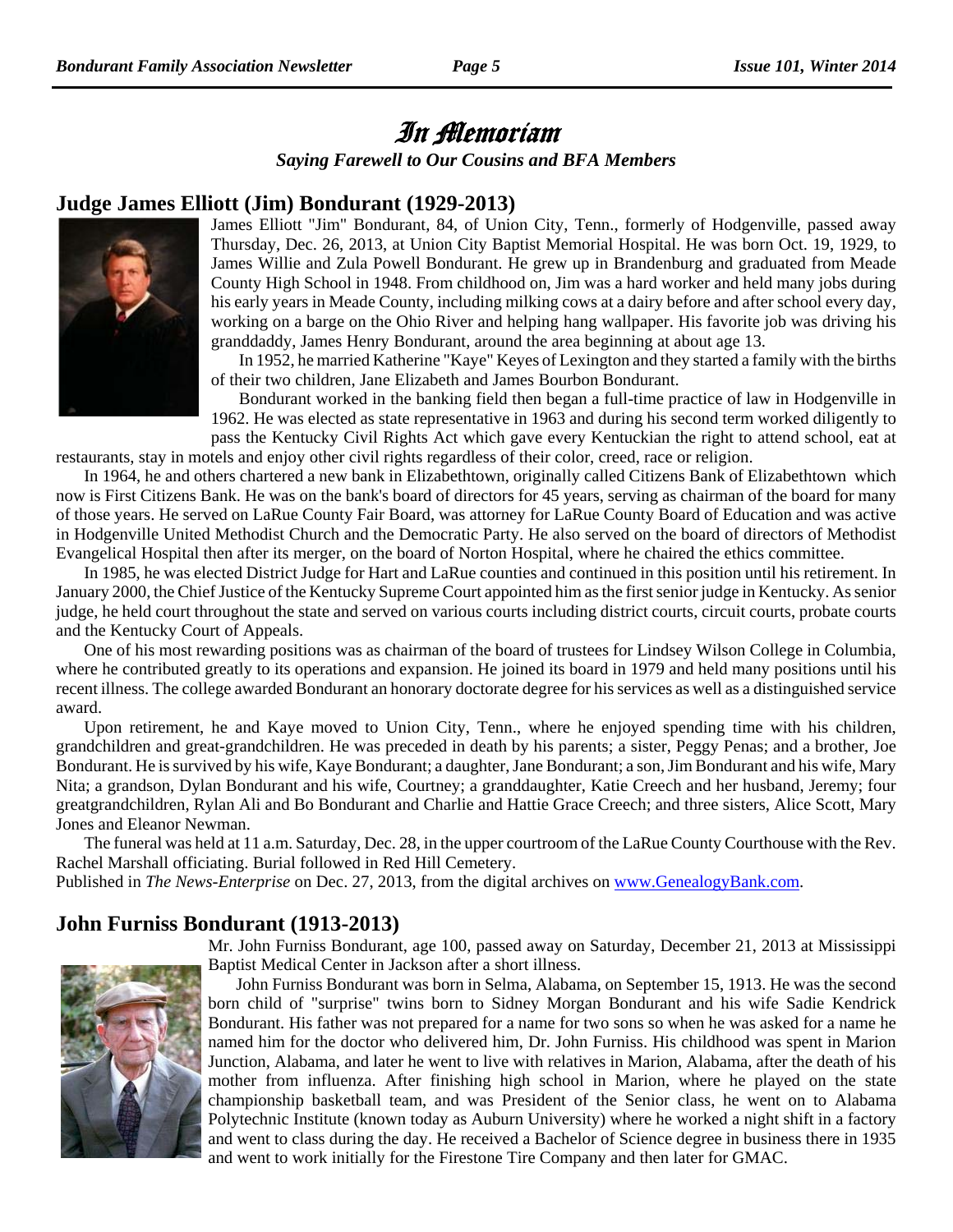# In Memoriam

***Saying Farewell to Our Cousins and BFA Members***

## Judge James Elliott (Jim) Bondurant (1929-2013)

James Elliott "Jim" Bondurant, 84, of Union City, Tenn., formerly of Hodgenville, passed away Thursday, Dec. 26, 2013, at Union City Baptist Memorial Hospital. He was born Oct. 19, 1929, to James Willie and Zula Powell Bondurant. He grew up in Brandenburg and graduated from Meade County High School in 1948. From childhood on, Jim was a hard worker and held many jobs during his early years in Meade County, including milking cows at a dairy before and after school every day, working on a barge on the Ohio River and helping hang wallpaper. His favorite job was driving his granddaddy, James Henry Bondurant, around the area beginning at about age 13.

In 1952, he married Katherine "Kaye" Keyes of Lexington and they started a family with the births of their two children, Jane Elizabeth and James Bourbon Bondurant.

Bondurant worked in the banking field then began a full-time practice of law in Hodgenville in 1962. He was elected as state representative in 1963 and during his second term worked diligently to pass the Kentucky Civil Rights Act which gave every Kentuckian the right to attend school, eat at restaurants, stay in motels and enjoy other civil rights regardless of their color, creed, race or religion.

In 1964, he and others chartered a new bank in Elizabethtown, originally called Citizens Bank of Elizabethtown which now is First Citizens Bank. He was on the bank's board of directors for 45 years, serving as chairman of the board for many of those years. He served on LaRue County Fair Board, was attorney for LaRue County Board of Education and was active in Hodgenville United Methodist Church and the Democratic Party. He also served on the board of directors of Methodist Evangelical Hospital then after its merger, on the board of Norton Hospital, where he chaired the ethics committee.

In 1985, he was elected District Judge for Hart and LaRue counties and continued in this position until his retirement. In January 2000, the Chief Justice of the Kentucky Supreme Court appointed him as the first senior judge in Kentucky. As senior judge, he held court throughout the state and served on various courts including district courts, circuit courts, probate courts and the Kentucky Court of Appeals.

One of his most rewarding positions was as chairman of the board of trustees for Lindsey Wilson College in Columbia, where he contributed greatly to its operations and expansion. He joined its board in 1979 and held many positions until his recent illness. The college awarded Bondurant an honorary doctorate degree for his services as well as a distinguished service award.

Upon retirement, he and Kaye moved to Union City, Tenn., where he enjoyed spending time with his children, grandchildren and great-grandchildren. He was preceded in death by his parents; a sister, Peggy Penas; and a brother, Joe Bondurant. He is survived by his wife, Kaye Bondurant; a daughter, Jane Bondurant; a son, Jim Bondurant and his wife, Mary Nita; a grandson, Dylan Bondurant and his wife, Courtney; a granddaughter, Katie Creech and her husband, Jeremy; four greatgrandchildren, Rylan Ali and Bo Bondurant and Charlie and Hattie Grace Creech; and three sisters, Alice Scott, Mary Jones and Eleanor Newman.

The funeral was held at 11 a.m. Saturday, Dec. 28, in the upper courtroom of the LaRue County Courthouse with the Rev. Rachel Marshall officiating. Burial followed in Red Hill Cemetery.

Published in *The News-Enterprise* on Dec. 27, 2013, from the digital archives on www.GenealogyBank.com.

## John Furniss Bondurant (1913-2013)

Mr. John Furniss Bondurant, age 100, passed away on Saturday, December 21, 2013 at Mississippi Baptist Medical Center in Jackson after a short illness.

John Furniss Bondurant was born in Selma, Alabama, on September 15, 1913. He was the second born child of "surprise" twins born to Sidney Morgan Bondurant and his wife Sadie Kendrick Bondurant. His father was not prepared for a name for two sons so when he was asked for a name he named him for the doctor who delivered him, Dr. John Furniss. His childhood was spent in Marion Junction, Alabama, and later he went to live with relatives in Marion, Alabama, after the death of his mother from influenza. After finishing high school in Marion, where he played on the state championship basketball team, and was President of the Senior class, he went on to Alabama Polytechnic Institute (known today as Auburn University) where he worked a night shift in a factory and went to class during the day. He received a Bachelor of Science degree in business there in 1935 and went to work initially for the Firestone Tire Company and then later for GMAC.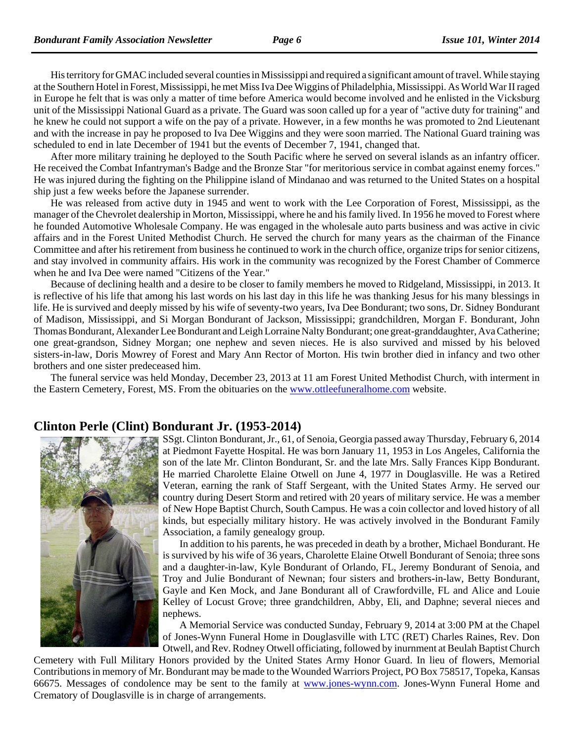His territory for GMAC included several counties in Mississippi and required a significant amount of travel. While staying at the Southern Hotel in Forest, Mississippi, he met Miss Iva Dee Wiggins of Philadelphia, Mississippi. As World War II raged in Europe he felt that is was only a matter of time before America would become involved and he enlisted in the Vicksburg unit of the Mississippi National Guard as a private. The Guard was soon called up for a year of "active duty for training" and he knew he could not support a wife on the pay of a private. However, in a few months he was promoted to 2nd Lieutenant and with the increase in pay he proposed to Iva Dee Wiggins and they were soon married. The National Guard training was scheduled to end in late December of 1941 but the events of December 7, 1941, changed that.

After more military training he deployed to the South Pacific where he served on several islands as an infantry officer. He received the Combat Infantryman's Badge and the Bronze Star "for meritorious service in combat against enemy forces." He was injured during the fighting on the Philippine island of Mindanao and was returned to the United States on a hospital ship just a few weeks before the Japanese surrender.

He was released from active duty in 1945 and went to work with the Lee Corporation of Forest, Mississippi, as the manager of the Chevrolet dealership in Morton, Mississippi, where he and his family lived. In 1956 he moved to Forest where he founded Automotive Wholesale Company. He was engaged in the wholesale auto parts business and was active in civic affairs and in the Forest United Methodist Church. He served the church for many years as the chairman of the Finance Committee and after his retirement from business he continued to work in the church office, organize trips for senior citizens, and stay involved in community affairs. His work in the community was recognized by the Forest Chamber of Commerce when he and Iva Dee were named "Citizens of the Year."

Because of declining health and a desire to be closer to family members he moved to Ridgeland, Mississippi, in 2013. It is reflective of his life that among his last words on his last day in this life he was thanking Jesus for his many blessings in life. He is survived and deeply missed by his wife of seventy-two years, Iva Dee Bondurant; two sons, Dr. Sidney Bondurant of Madison, Mississippi, and Si Morgan Bondurant of Jackson, Mississippi; grandchildren, Morgan F. Bondurant, John Thomas Bondurant, Alexander Lee Bondurant and Leigh Lorraine Nalty Bondurant; one great-granddaughter, Ava Catherine; one great-grandson, Sidney Morgan; one nephew and seven nieces. He is also survived and missed by his beloved sisters-in-law, Doris Mowrey of Forest and Mary Ann Rector of Morton. His twin brother died in infancy and two other brothers and one sister predeceased him.

The funeral service was held Monday, December 23, 2013 at 11 am Forest United Methodist Church, with interment in the Eastern Cemetery, Forest, MS. From the obituaries on the www.ottleefuneralhome.com website.

## Clinton Perle (Clint) Bondurant Jr. (1953-2014)

SSgt. Clinton Bondurant, Jr., 61, of Senoia, Georgia passed away Thursday, February 6, 2014 at Piedmont Fayette Hospital. He was born January 11, 1953 in Los Angeles, California the son of the late Mr. Clinton Bondurant, Sr. and the late Mrs. Sally Frances Kipp Bondurant. He married Charolette Elaine Otwell on June 4, 1977 in Douglasville. He was a Retired Veteran, earning the rank of Staff Sergeant, with the United States Army. He served our country during Desert Storm and retired with 20 years of military service. He was a member of New Hope Baptist Church, South Campus. He was a coin collector and loved history of all kinds, but especially military history. He was actively involved in the Bondurant Family Association, a family genealogy group.

In addition to his parents, he was preceded in death by a brother, Michael Bondurant. He is survived by his wife of 36 years, Charolette Elaine Otwell Bondurant of Senoia; three sons and a daughter-in-law, Kyle Bondurant of Orlando, FL, Jeremy Bondurant of Senoia, and Troy and Julie Bondurant of Newnan; four sisters and brothers-in-law, Betty Bondurant, Gayle and Ken Mock, and Jane Bondurant all of Crawfordville, FL and Alice and Louie Kelley of Locust Grove; three grandchildren, Abby, Eli, and Daphne; several nieces and nephews.

A Memorial Service was conducted Sunday, February 9, 2014 at 3:00 PM at the Chapel of Jones-Wynn Funeral Home in Douglasville with LTC (RET) Charles Raines, Rev. Don Otwell, and Rev. Rodney Otwell officiating, followed by inurnment at Beulah Baptist Church Cemetery with Full Military Honors provided by the United States Army Honor Guard. In lieu of flowers, Memorial Contributions in memory of Mr. Bondurant may be made to the Wounded Warriors Project, PO Box 758517, Topeka, Kansas 66675. Messages of condolence may be sent to the family at www.jones-wynn.com. Jones-Wynn Funeral Home and Crematory of Douglasville is in charge of arrangements.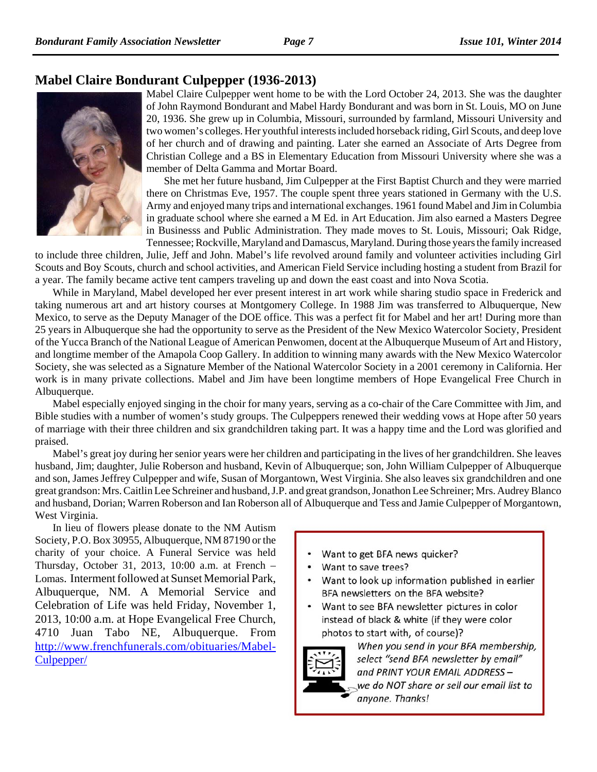## Mabel Claire Bondurant Culpepper (1936-2013)

Mabel Claire Culpepper went home to be with the Lord October 24, 2013. She was the daughter of John Raymond Bondurant and Mabel Hardy Bondurant and was born in St. Louis, MO on June 20, 1936. She grew up in Columbia, Missouri, surrounded by farmland, Missouri University and two women's colleges. Her youthful interests included horseback riding, Girl Scouts, and deep love of her church and of drawing and painting. Later she earned an Associate of Arts Degree from Christian College and a BS in Elementary Education from Missouri University where she was a member of Delta Gamma and Mortar Board.

She met her future husband, Jim Culpepper at the First Baptist Church and they were married there on Christmas Eve, 1957. The couple spent three years stationed in Germany with the U.S. Army and enjoyed many trips and international exchanges. 1961 found Mabel and Jim in Columbia in graduate school where she earned a M Ed. in Art Education. Jim also earned a Masters Degree in Businesss and Public Administration. They made moves to St. Louis, Missouri; Oak Ridge, Tennessee; Rockville, Maryland and Damascus, Maryland. During those years the family increased to include three children, Julie, Jeff and John. Mabel's life revolved around family and volunteer activities including Girl Scouts and Boy Scouts, church and school activities, and American Field Service including hosting a student from Brazil for a year. The family became active tent campers traveling up and down the east coast and into Nova Scotia.

While in Maryland, Mabel developed her ever present interest in art work while sharing studio space in Frederick and taking numerous art and art history courses at Montgomery College. In 1988 Jim was transferred to Albuquerque, New Mexico, to serve as the Deputy Manager of the DOE office. This was a perfect fit for Mabel and her art! During more than 25 years in Albuquerque she had the opportunity to serve as the President of the New Mexico Watercolor Society, President of the Yucca Branch of the National League of American Penwomen, docent at the Albuquerque Museum of Art and History, and longtime member of the Amapola Coop Gallery. In addition to winning many awards with the New Mexico Watercolor Society, she was selected as a Signature Member of the National Watercolor Society in a 2001 ceremony in California. Her work is in many private collections. Mabel and Jim have been longtime members of Hope Evangelical Free Church in Albuquerque.

Mabel especially enjoyed singing in the choir for many years, serving as a co-chair of the Care Committee with Jim, and Bible studies with a number of women's study groups. The Culpeppers renewed their wedding vows at Hope after 50 years of marriage with their three children and six grandchildren taking part. It was a happy time and the Lord was glorified and praised.

Mabel's great joy during her senior years were her children and participating in the lives of her grandchildren. She leaves husband, Jim; daughter, Julie Roberson and husband, Kevin of Albuquerque; son, John William Culpepper of Albuquerque and son, James Jeffrey Culpepper and wife, Susan of Morgantown, West Virginia. She also leaves six grandchildren and one great grandson: Mrs. Caitlin Lee Schreiner and husband, J.P. and great grandson, Jonathon Lee Schreiner; Mrs. Audrey Blanco and husband, Dorian; Warren Roberson and Ian Roberson all of Albuquerque and Tess and Jamie Culpepper of Morgantown, West Virginia.

In lieu of flowers please donate to the NM Autism Society, P.O. Box 30955, Albuquerque, NM 87190 or the charity of your choice. A Funeral Service was held Thursday, October 31, 2013, 10:00 a.m. at French – Lomas. Interment followed at Sunset Memorial Park, Albuquerque, NM. A Memorial Service and Celebration of Life was held Friday, November 1, 2013, 10:00 a.m. at Hope Evangelical Free Church, 4710 Juan Tabo NE, Albuquerque. From http://www.frenchfunerals.com/obituaries/Mabel-Culpepper/

---

- Want to get BFA news quicker?
- Want to save trees?
- Want to look up information published in earlier BFA newsletters on the BFA website?
- Want to see BFA newsletter pictures in color instead of black & white (if they were color photos to start with, of course)?

*When you send in your BFA membership, select "send BFA newsletter by email" and PRINT YOUR EMAIL ADDRESS – we do NOT share or sell our email list to anyone. Thanks!*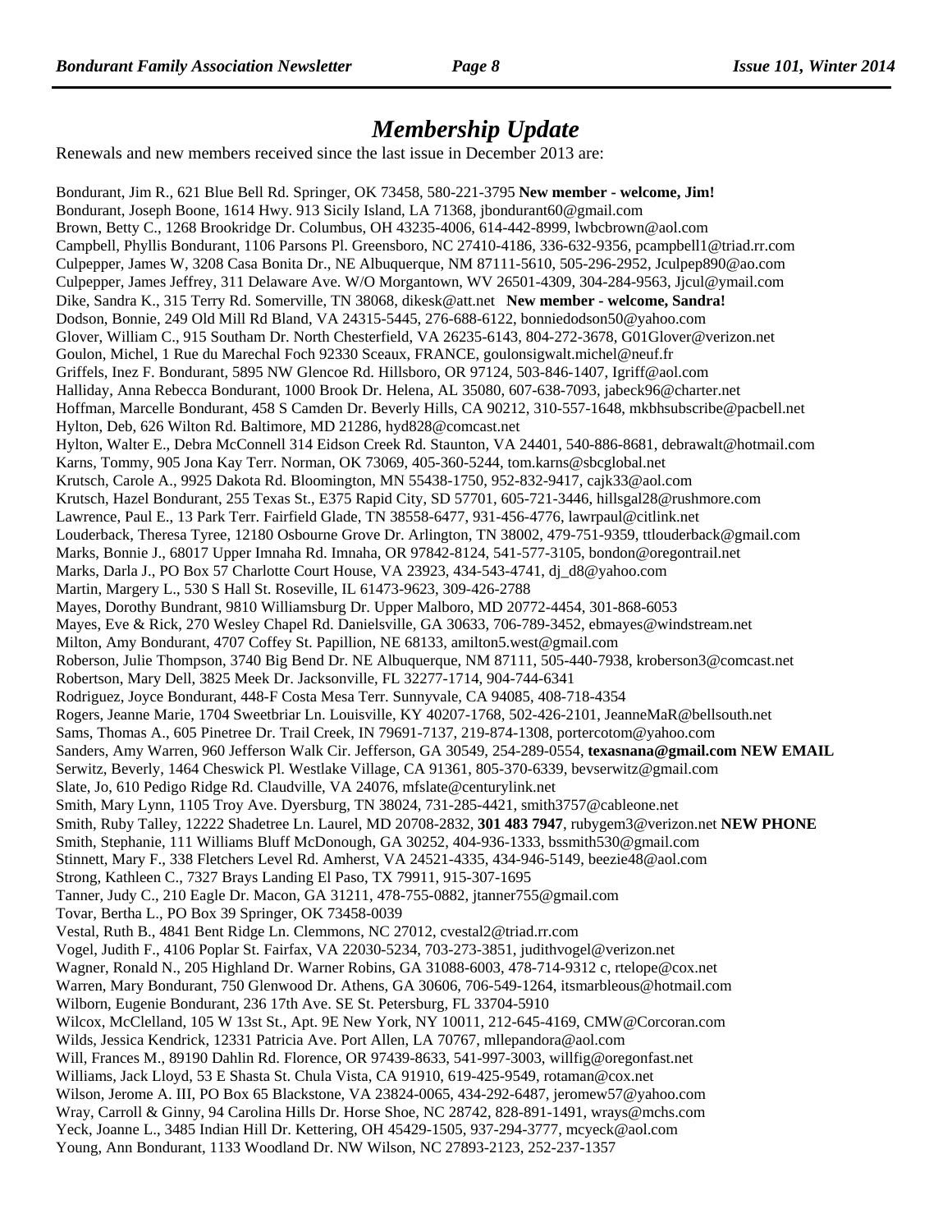# *Membership Update*

Renewals and new members received since the last issue in December 2013 are:

Bondurant, Jim R., 621 Blue Bell Rd. Springer, OK 73458, 580-221-3795 **New member - welcome, Jim!**
Bondurant, Joseph Boone, 1614 Hwy. 913 Sicily Island, LA 71368, jbondurant60@gmail.com
Brown, Betty C., 1268 Brookridge Dr. Columbus, OH 43235-4006, 614-442-8999, lwbcbrown@aol.com
Campbell, Phyllis Bondurant, 1106 Parsons Pl. Greensboro, NC 27410-4186, 336-632-9356, pcampbell1@triad.rr.com
Culpepper, James W, 3208 Casa Bonita Dr., NE Albuquerque, NM 87111-5610, 505-296-2952, Jculpep890@ao.com
Culpepper, James Jeffrey, 311 Delaware Ave. W/O Morgantown, WV 26501-4309, 304-284-9563, Jjcul@ymail.com
Dike, Sandra K., 315 Terry Rd. Somerville, TN 38068, dikesk@att.net **New member - welcome, Sandra!**
Dodson, Bonnie, 249 Old Mill Rd Bland, VA 24315-5445, 276-688-6122, bonniedodson50@yahoo.com
Glover, William C., 915 Southam Dr. North Chesterfield, VA 26235-6143, 804-272-3678, G01Glover@verizon.net
Goulon, Michel, 1 Rue du Marechal Foch 92330 Sceaux, FRANCE, goulonsigwalt.michel@neuf.fr
Griffels, Inez F. Bondurant, 5895 NW Glencoe Rd. Hillsboro, OR 97124, 503-846-1407, Igriff@aol.com
Halliday, Anna Rebecca Bondurant, 1000 Brook Dr. Helena, AL 35080, 607-638-7093, jabeck96@charter.net
Hoffman, Marcelle Bondurant, 458 S Camden Dr. Beverly Hills, CA 90212, 310-557-1648, mkbhsubscribe@pacbell.net
Hylton, Deb, 626 Wilton Rd. Baltimore, MD 21286, hyd828@comcast.net
Hylton, Walter E., Debra McConnell 314 Eidson Creek Rd. Staunton, VA 24401, 540-886-8681, debrawalt@hotmail.com
Karns, Tommy, 905 Jona Kay Terr. Norman, OK 73069, 405-360-5244, tom.karns@sbcglobal.net
Krutsch, Carole A., 9925 Dakota Rd. Bloomington, MN 55438-1750, 952-832-9417, cajk33@aol.com
Krutsch, Hazel Bondurant, 255 Texas St., E375 Rapid City, SD 57701, 605-721-3446, hillsgal28@rushmore.com
Lawrence, Paul E., 13 Park Terr. Fairfield Glade, TN 38558-6477, 931-456-4776, lawrpaul@citlink.net
Louderback, Theresa Tyree, 12180 Osbourne Grove Dr. Arlington, TN 38002, 479-751-9359, ttlouderback@gmail.com
Marks, Bonnie J., 68017 Upper Imnaha Rd. Imnaha, OR 97842-8124, 541-577-3105, bondon@oregontrail.net
Marks, Darla J., PO Box 57 Charlotte Court House, VA 23923, 434-543-4741, dj_d8@yahoo.com
Martin, Margery L., 530 S Hall St. Roseville, IL 61473-9623, 309-426-2788
Mayes, Dorothy Bundrant, 9810 Williamsburg Dr. Upper Malboro, MD 20772-4454, 301-868-6053
Mayes, Eve & Rick, 270 Wesley Chapel Rd. Danielsville, GA 30633, 706-789-3452, ebmayes@windstream.net
Milton, Amy Bondurant, 4707 Coffey St. Papillion, NE 68133, amilton5.west@gmail.com
Roberson, Julie Thompson, 3740 Big Bend Dr. NE Albuquerque, NM 87111, 505-440-7938, kroberson3@comcast.net
Robertson, Mary Dell, 3825 Meek Dr. Jacksonville, FL 32277-1714, 904-744-6341
Rodriguez, Joyce Bondurant, 448-F Costa Mesa Terr. Sunnyvale, CA 94085, 408-718-4354
Rogers, Jeanne Marie, 1704 Sweetbriar Ln. Louisville, KY 40207-1768, 502-426-2101, JeanneMaR@bellsouth.net
Sams, Thomas A., 605 Pinetree Dr. Trail Creek, IN 79691-7137, 219-874-1308, portercotom@yahoo.com
Sanders, Amy Warren, 960 Jefferson Walk Cir. Jefferson, GA 30549, 254-289-0554, **texasnana@gmail.com NEW EMAIL**
Serwitz, Beverly, 1464 Cheswick Pl. Westlake Village, CA 91361, 805-370-6339, bevserwitz@gmail.com
Slate, Jo, 610 Pedigo Ridge Rd. Claudville, VA 24076, mfslate@centurylink.net
Smith, Mary Lynn, 1105 Troy Ave. Dyersburg, TN 38024, 731-285-4421, smith3757@cableone.net
Smith, Ruby Talley, 12222 Shadetree Ln. Laurel, MD 20708-2832, **301 483 7947**, rubygem3@verizon.net **NEW PHONE**
Smith, Stephanie, 111 Williams Bluff McDonough, GA 30252, 404-936-1333, bssmith530@gmail.com
Stinnett, Mary F., 338 Fletchers Level Rd. Amherst, VA 24521-4335, 434-946-5149, beezie48@aol.com
Strong, Kathleen C., 7327 Brays Landing El Paso, TX 79911, 915-307-1695
Tanner, Judy C., 210 Eagle Dr. Macon, GA 31211, 478-755-0882, jtanner755@gmail.com
Tovar, Bertha L., PO Box 39 Springer, OK 73458-0039
Vestal, Ruth B., 4841 Bent Ridge Ln. Clemmons, NC 27012, cvestal2@triad.rr.com
Vogel, Judith F., 4106 Poplar St. Fairfax, VA 22030-5234, 703-273-3851, judithvogel@verizon.net
Wagner, Ronald N., 205 Highland Dr. Warner Robins, GA 31088-6003, 478-714-9312 c, rtelope@cox.net
Warren, Mary Bondurant, 750 Glenwood Dr. Athens, GA 30606, 706-549-1264, itsmarbleous@hotmail.com
Wilborn, Eugenie Bondurant, 236 17th Ave. SE St. Petersburg, FL 33704-5910
Wilcox, McClelland, 105 W 13st St., Apt. 9E New York, NY 10011, 212-645-4169, CMW@Corcoran.com
Wilds, Jessica Kendrick, 12331 Patricia Ave. Port Allen, LA 70767, mllepandora@aol.com
Will, Frances M., 89190 Dahlin Rd. Florence, OR 97439-8633, 541-997-3003, willfig@oregonfast.net
Williams, Jack Lloyd, 53 E Shasta St. Chula Vista, CA 91910, 619-425-9549, rotaman@cox.net
Wilson, Jerome A. III, PO Box 65 Blackstone, VA 23824-0065, 434-292-6487, jeromew57@yahoo.com
Wray, Carroll & Ginny, 94 Carolina Hills Dr. Horse Shoe, NC 28742, 828-891-1491, wrays@mchs.com
Yeck, Joanne L., 3485 Indian Hill Dr. Kettering, OH 45429-1505, 937-294-3777, mcyeck@aol.com
Young, Ann Bondurant, 1133 Woodland Dr. NW Wilson, NC 27893-2123, 252-237-1357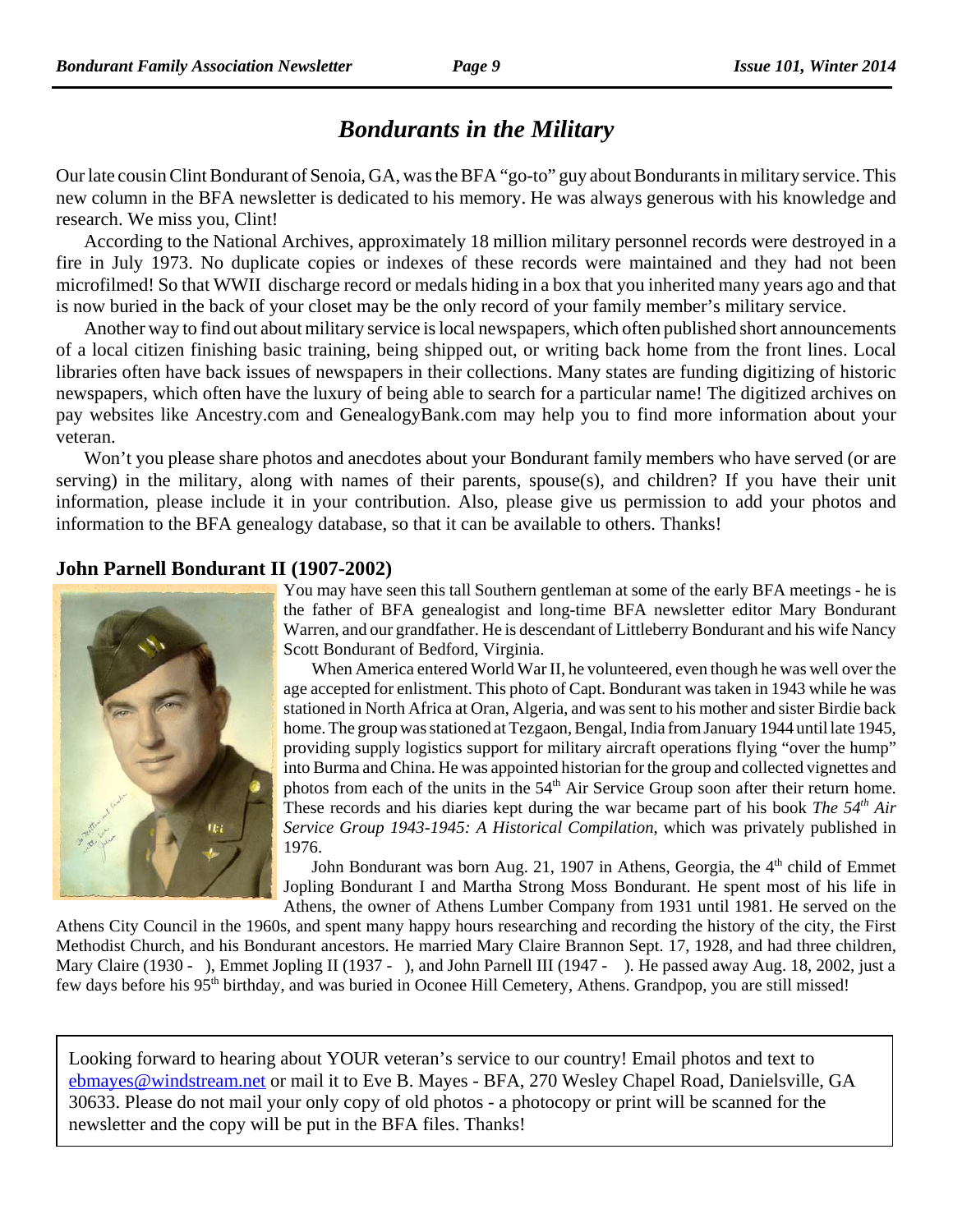# *Bondurants in the Military*

Our late cousin Clint Bondurant of Senoia, GA, was the BFA "go-to" guy about Bondurants in military service. This new column in the BFA newsletter is dedicated to his memory. He was always generous with his knowledge and research. We miss you, Clint!

According to the National Archives, approximately 18 million military personnel records were destroyed in a fire in July 1973. No duplicate copies or indexes of these records were maintained and they had not been microfilmed! So that WWII discharge record or medals hiding in a box that you inherited many years ago and that is now buried in the back of your closet may be the only record of your family member's military service.

Another way to find out about military service is local newspapers, which often published short announcements of a local citizen finishing basic training, being shipped out, or writing back home from the front lines. Local libraries often have back issues of newspapers in their collections. Many states are funding digitizing of historic newspapers, which often have the luxury of being able to search for a particular name! The digitized archives on pay websites like Ancestry.com and GenealogyBank.com may help you to find more information about your veteran.

Won't you please share photos and anecdotes about your Bondurant family members who have served (or are serving) in the military, along with names of their parents, spouse(s), and children? If you have their unit information, please include it in your contribution. Also, please give us permission to add your photos and information to the BFA genealogy database, so that it can be available to others. Thanks!

### John Parnell Bondurant II (1907-2002)

You may have seen this tall Southern gentleman at some of the early BFA meetings - he is the father of BFA genealogist and long-time BFA newsletter editor Mary Bondurant Warren, and our grandfather. He is descendant of Littleberry Bondurant and his wife Nancy Scott Bondurant of Bedford, Virginia.

When America entered World War II, he volunteered, even though he was well over the age accepted for enlistment. This photo of Capt. Bondurant was taken in 1943 while he was stationed in North Africa at Oran, Algeria, and was sent to his mother and sister Birdie back home. The group was stationed at Tezgaon, Bengal, India from January 1944 until late 1945, providing supply logistics support for military aircraft operations flying "over the hump" into Burma and China. He was appointed historian for the group and collected vignettes and photos from each of the units in the 54th Air Service Group soon after their return home. These records and his diaries kept during the war became part of his book *The 54th Air Service Group 1943-1945: A Historical Compilation*, which was privately published in 1976.

John Bondurant was born Aug. 21, 1907 in Athens, Georgia, the 4th child of Emmet Jopling Bondurant I and Martha Strong Moss Bondurant. He spent most of his life in Athens, the owner of Athens Lumber Company from 1931 until 1981. He served on the Athens City Council in the 1960s, and spent many happy hours researching and recording the history of the city, the First Methodist Church, and his Bondurant ancestors. He married Mary Claire Brannon Sept. 17, 1928, and had three children, Mary Claire (1930 - ), Emmet Jopling II (1937 - ), and John Parnell III (1947 - ). He passed away Aug. 18, 2002, just a few days before his 95th birthday, and was buried in Oconee Hill Cemetery, Athens. Grandpop, you are still missed!

---

Looking forward to hearing about YOUR veteran's service to our country! Email photos and text to ebmayes@windstream.net or mail it to Eve B. Mayes - BFA, 270 Wesley Chapel Road, Danielsville, GA 30633. Please do not mail your only copy of old photos - a photocopy or print will be scanned for the newsletter and the copy will be put in the BFA files. Thanks!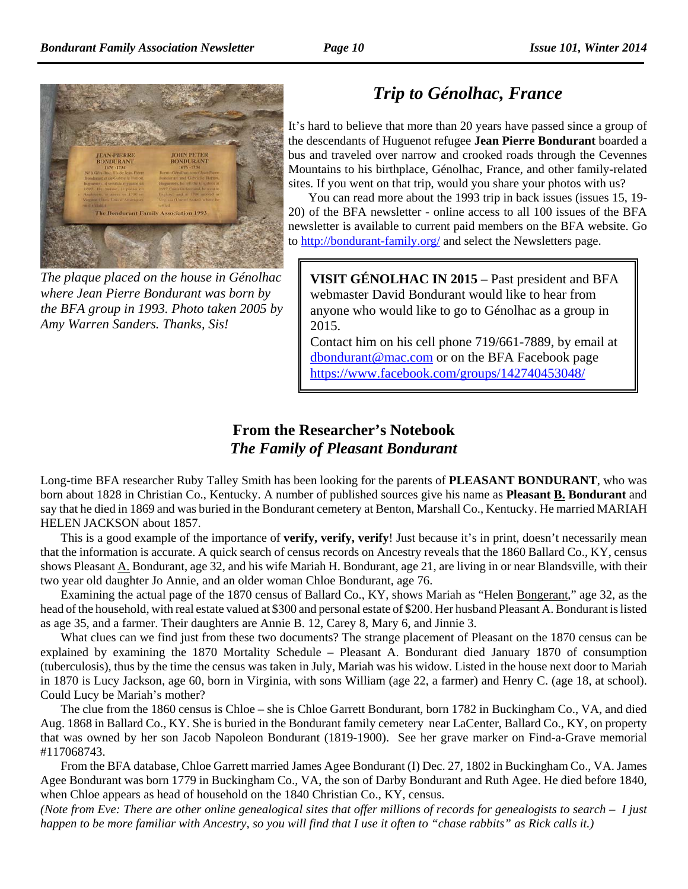*The plaque placed on the house in Génolhac where Jean Pierre Bondurant was born by the BFA group in 1993. Photo taken 2005 by Amy Warren Sanders. Thanks, Sis!*

## *Trip to Génolhac, France*

It's hard to believe that more than 20 years have passed since a group of the descendants of Huguenot refugee **Jean Pierre Bondurant** boarded a bus and traveled over narrow and crooked roads through the Cevennes Mountains to his birthplace, Génolhac, France, and other family-related sites. If you went on that trip, would you share your photos with us?

You can read more about the 1993 trip in back issues (issues 15, 19-20) of the BFA newsletter - online access to all 100 issues of the BFA newsletter is available to current paid members on the BFA website. Go to http://bondurant-family.org/ and select the Newsletters page.

> **VISIT GÉNOLHAC IN 2015 –** Past president and BFA webmaster David Bondurant would like to hear from anyone who would like to go to Génolhac as a group in 2015.
> Contact him on his cell phone 719/661-7889, by email at dbondurant@mac.com or on the BFA Facebook page https://www.facebook.com/groups/142740453048/

## From the Researcher's Notebook
### *The Family of Pleasant Bondurant*

Long-time BFA researcher Ruby Talley Smith has been looking for the parents of **PLEASANT BONDURANT**, who was born about 1828 in Christian Co., Kentucky. A number of published sources give his name as **Pleasant <u>B.</u> Bondurant** and say that he died in 1869 and was buried in the Bondurant cemetery at Benton, Marshall Co., Kentucky. He married MARIAH HELEN JACKSON about 1857.

This is a good example of the importance of **verify, verify, verify**! Just because it's in print, doesn't necessarily mean that the information is accurate. A quick search of census records on Ancestry reveals that the 1860 Ballard Co., KY, census shows Pleasant <u>A.</u> Bondurant, age 32, and his wife Mariah H. Bondurant, age 21, are living in or near Blandsville, with their two year old daughter Jo Annie, and an older woman Chloe Bondurant, age 76.

Examining the actual page of the 1870 census of Ballard Co., KY, shows Mariah as "Helen <u>Bongerant</u>," age 32, as the head of the household, with real estate valued at $300 and personal estate of $200. Her husband Pleasant A. Bondurant is listed as age 35, and a farmer. Their daughters are Annie B. 12, Carey 8, Mary 6, and Jinnie 3.

What clues can we find just from these two documents? The strange placement of Pleasant on the 1870 census can be explained by examining the 1870 Mortality Schedule – Pleasant A. Bondurant died January 1870 of consumption (tuberculosis), thus by the time the census was taken in July, Mariah was his widow. Listed in the house next door to Mariah in 1870 is Lucy Jackson, age 60, born in Virginia, with sons William (age 22, a farmer) and Henry C. (age 18, at school). Could Lucy be Mariah's mother?

The clue from the 1860 census is Chloe – she is Chloe Garrett Bondurant, born 1782 in Buckingham Co., VA, and died Aug. 1868 in Ballard Co., KY. She is buried in the Bondurant family cemetery near LaCenter, Ballard Co., KY, on property that was owned by her son Jacob Napoleon Bondurant (1819-1900). See her grave marker on Find-a-Grave memorial #117068743.

From the BFA database, Chloe Garrett married James Agee Bondurant (I) Dec. 27, 1802 in Buckingham Co., VA. James Agee Bondurant was born 1779 in Buckingham Co., VA, the son of Darby Bondurant and Ruth Agee. He died before 1840, when Chloe appears as head of household on the 1840 Christian Co., KY, census.

*(Note from Eve: There are other online genealogical sites that offer millions of records for genealogists to search – I just happen to be more familiar with Ancestry, so you will find that I use it often to "chase rabbits" as Rick calls it.)*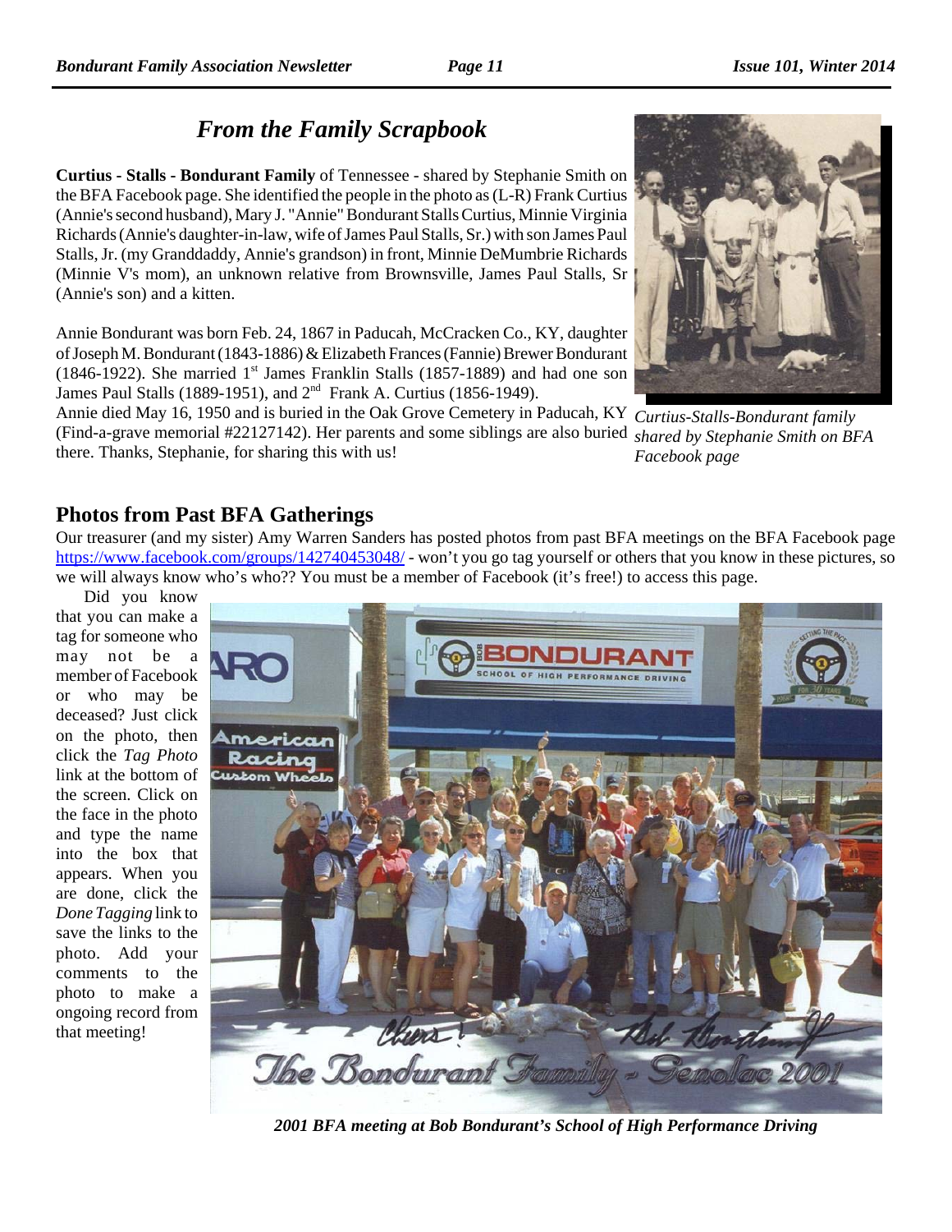## *From the Family Scrapbook*

**Curtius - Stalls - Bondurant Family** of Tennessee - shared by Stephanie Smith on the BFA Facebook page. She identified the people in the photo as (L-R) Frank Curtius (Annie's second husband), Mary J. "Annie" Bondurant Stalls Curtius, Minnie Virginia Richards (Annie's daughter-in-law, wife of James Paul Stalls, Sr.) with son James Paul Stalls, Jr. (my Granddaddy, Annie's grandson) in front, Minnie DeMumbrie Richards (Minnie V's mom), an unknown relative from Brownsville, James Paul Stalls, Sr (Annie's son) and a kitten.

Annie Bondurant was born Feb. 24, 1867 in Paducah, McCracken Co., KY, daughter of Joseph M. Bondurant (1843-1886) & Elizabeth Frances (Fannie) Brewer Bondurant (1846-1922). She married 1st James Franklin Stalls (1857-1889) and had one son James Paul Stalls (1889-1951), and 2nd Frank A. Curtius (1856-1949).
Annie died May 16, 1950 and is buried in the Oak Grove Cemetery in Paducah, KY (Find-a-grave memorial #22127142). Her parents and some siblings are also buried there. Thanks, Stephanie, for sharing this with us!

*Curtius-Stalls-Bondurant family shared by Stephanie Smith on BFA Facebook page*

### Photos from Past BFA Gatherings

Our treasurer (and my sister) Amy Warren Sanders has posted photos from past BFA meetings on the BFA Facebook page https://www.facebook.com/groups/142740453048/ - won't you go tag yourself or others that you know in these pictures, so we will always know who's who?? You must be a member of Facebook (it's free!) to access this page.

Did you know that you can make a tag for someone who may not be a member of Facebook or who may be deceased? Just click on the photo, then click the *Tag Photo* link at the bottom of the screen. Click on the face in the photo and type the name into the box that appears. When you are done, click the *Done Tagging* link to save the links to the photo. Add your comments to the photo to make a ongoing record from that meeting!

***2001 BFA meeting at Bob Bondurant's School of High Performance Driving***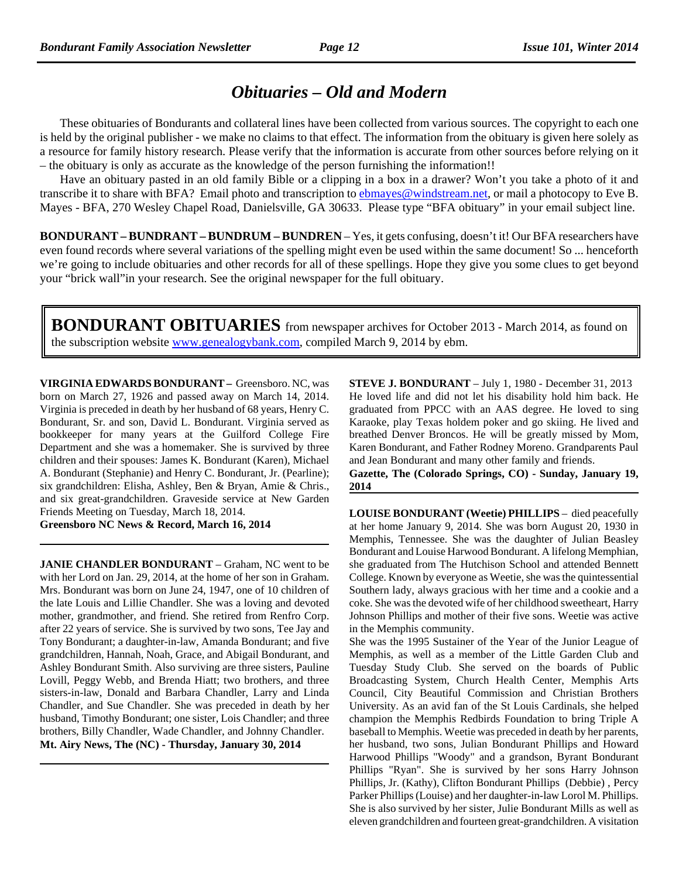# *Obituaries – Old and Modern*

These obituaries of Bondurants and collateral lines have been collected from various sources. The copyright to each one is held by the original publisher - we make no claims to that effect. The information from the obituary is given here solely as a resource for family history research. Please verify that the information is accurate from other sources before relying on it – the obituary is only as accurate as the knowledge of the person furnishing the information!!

Have an obituary pasted in an old family Bible or a clipping in a box in a drawer? Won't you take a photo of it and transcribe it to share with BFA? Email photo and transcription to ebmayes@windstream.net, or mail a photocopy to Eve B. Mayes - BFA, 270 Wesley Chapel Road, Danielsville, GA 30633. Please type "BFA obituary" in your email subject line.

**BONDURANT – BUNDRANT – BUNDRUM – BUNDREN** – Yes, it gets confusing, doesn't it! Our BFA researchers have even found records where several variations of the spelling might even be used within the same document! So ... henceforth we're going to include obituaries and other records for all of these spellings. Hope they give you some clues to get beyond your "brick wall"in your research. See the original newspaper for the full obituary.

**BONDURANT OBITUARIES** from newspaper archives for October 2013 - March 2014, as found on the subscription website www.genealogybank.com, compiled March 9, 2014 by ebm.

**VIRGINIA EDWARDS BONDURANT –** Greensboro. NC, was born on March 27, 1926 and passed away on March 14, 2014. Virginia is preceded in death by her husband of 68 years, Henry C. Bondurant, Sr. and son, David L. Bondurant. Virginia served as bookkeeper for many years at the Guilford College Fire Department and she was a homemaker. She is survived by three children and their spouses: James K. Bondurant (Karen), Michael A. Bondurant (Stephanie) and Henry C. Bondurant, Jr. (Pearline); six grandchildren: Elisha, Ashley, Ben & Bryan, Amie & Chris., and six great-grandchildren. Graveside service at New Garden Friends Meeting on Tuesday, March 18, 2014.
**Greensboro NC News & Record, March 16, 2014**

---

**JANIE CHANDLER BONDURANT** – Graham, NC went to be with her Lord on Jan. 29, 2014, at the home of her son in Graham. Mrs. Bondurant was born on June 24, 1947, one of 10 children of the late Louis and Lillie Chandler. She was a loving and devoted mother, grandmother, and friend. She retired from Renfro Corp. after 22 years of service. She is survived by two sons, Tee Jay and Tony Bondurant; a daughter-in-law, Amanda Bondurant; and five grandchildren, Hannah, Noah, Grace, and Abigail Bondurant, and Ashley Bondurant Smith. Also surviving are three sisters, Pauline Lovill, Peggy Webb, and Brenda Hiatt; two brothers, and three sisters-in-law, Donald and Barbara Chandler, Larry and Linda Chandler, and Sue Chandler. She was preceded in death by her husband, Timothy Bondurant; one sister, Lois Chandler; and three brothers, Billy Chandler, Wade Chandler, and Johnny Chandler.
**Mt. Airy News, The (NC) - Thursday, January 30, 2014**

---

**STEVE J. BONDURANT** – July 1, 1980 - December 31, 2013 He loved life and did not let his disability hold him back. He graduated from PPCC with an AAS degree. He loved to sing Karaoke, play Texas holdem poker and go skiing. He lived and breathed Denver Broncos. He will be greatly missed by Mom, Karen Bondurant, and Father Rodney Moreno. Grandparents Paul and Jean Bondurant and many other family and friends.
**Gazette, The (Colorado Springs, CO) - Sunday, January 19, 2014**

---

**LOUISE BONDURANT (Weetie) PHILLIPS** – died peacefully at her home January 9, 2014. She was born August 20, 1930 in Memphis, Tennessee. She was the daughter of Julian Beasley Bondurant and Louise Harwood Bondurant. A lifelong Memphian, she graduated from The Hutchison School and attended Bennett College. Known by everyone as Weetie, she was the quintessential Southern lady, always gracious with her time and a cookie and a coke. She was the devoted wife of her childhood sweetheart, Harry Johnson Phillips and mother of their five sons. Weetie was active in the Memphis community.
She was the 1995 Sustainer of the Year of the Junior League of Memphis, as well as a member of the Little Garden Club and Tuesday Study Club. She served on the boards of Public Broadcasting System, Church Health Center, Memphis Arts Council, City Beautiful Commission and Christian Brothers University. As an avid fan of the St Louis Cardinals, she helped champion the Memphis Redbirds Foundation to bring Triple A baseball to Memphis. Weetie was preceded in death by her parents, her husband, two sons, Julian Bondurant Phillips and Howard Harwood Phillips "Woody" and a grandson, Byrant Bondurant Phillips "Ryan". She is survived by her sons Harry Johnson Phillips, Jr. (Kathy), Clifton Bondurant Phillips (Debbie) , Percy Parker Phillips (Louise) and her daughter-in-law Lorol M. Phillips. She is also survived by her sister, Julie Bondurant Mills as well as eleven grandchildren and fourteen great-grandchildren. A visitation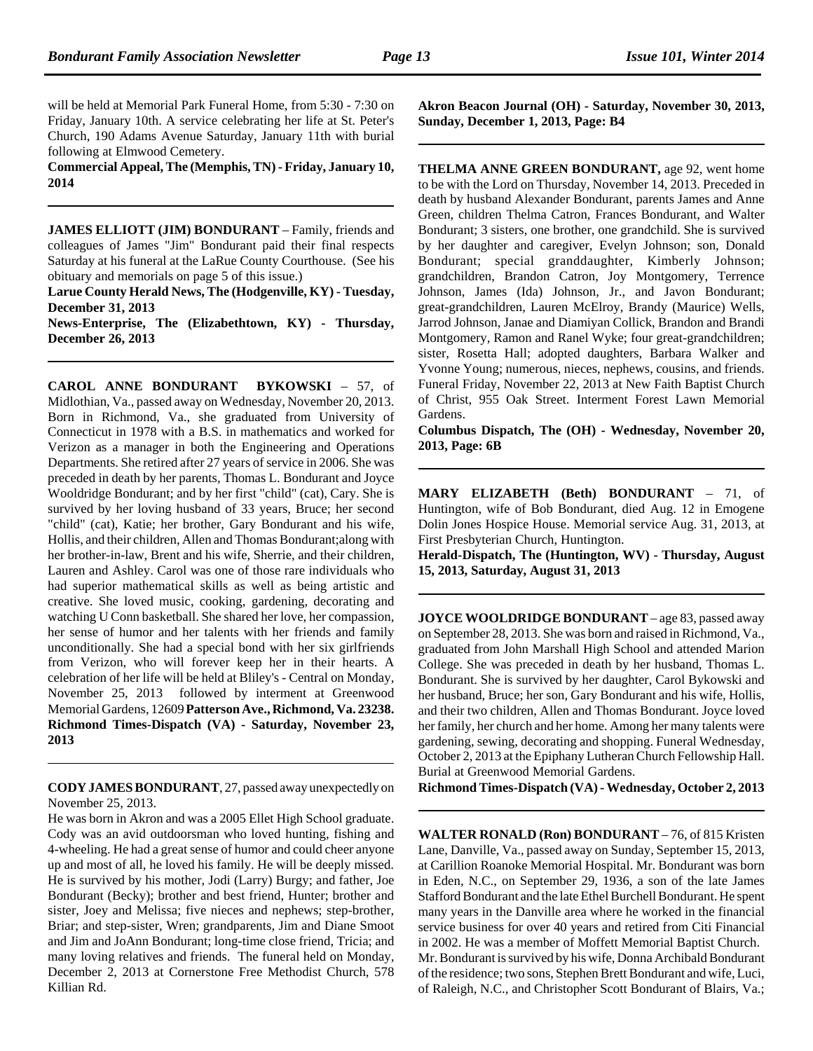will be held at Memorial Park Funeral Home, from 5:30 - 7:30 on Friday, January 10th. A service celebrating her life at St. Peter's Church, 190 Adams Avenue Saturday, January 11th with burial following at Elmwood Cemetery.

**Commercial Appeal, The (Memphis, TN) - Friday, January 10, 2014**

---

**JAMES ELLIOTT (JIM) BONDURANT** – Family, friends and colleagues of James "Jim" Bondurant paid their final respects Saturday at his funeral at the LaRue County Courthouse. (See his obituary and memorials on page 5 of this issue.)

**Larue County Herald News, The (Hodgenville, KY) - Tuesday, December 31, 2013**

**News-Enterprise, The (Elizabethtown, KY) - Thursday, December 26, 2013**

---

**CAROL ANNE BONDURANT BYKOWSKI** – 57, of Midlothian, Va., passed away on Wednesday, November 20, 2013. Born in Richmond, Va., she graduated from University of Connecticut in 1978 with a B.S. in mathematics and worked for Verizon as a manager in both the Engineering and Operations Departments. She retired after 27 years of service in 2006. She was preceded in death by her parents, Thomas L. Bondurant and Joyce Wooldridge Bondurant; and by her first "child" (cat), Cary. She is survived by her loving husband of 33 years, Bruce; her second "child" (cat), Katie; her brother, Gary Bondurant and his wife, Hollis, and their children, Allen and Thomas Bondurant;along with her brother-in-law, Brent and his wife, Sherrie, and their children, Lauren and Ashley. Carol was one of those rare individuals who had superior mathematical skills as well as being artistic and creative. She loved music, cooking, gardening, decorating and watching U Conn basketball. She shared her love, her compassion, her sense of humor and her talents with her friends and family unconditionally. She had a special bond with her six girlfriends from Verizon, who will forever keep her in their hearts. A celebration of her life will be held at Bliley's - Central on Monday, November 25, 2013 followed by interment at Greenwood Memorial Gardens, 12609 **Patterson Ave., Richmond, Va. 23238.**

**Richmond Times-Dispatch (VA) - Saturday, November 23, 2013**

---

**CODY JAMES BONDURANT**, 27, passed away unexpectedly on November 25, 2013.

He was born in Akron and was a 2005 Ellet High School graduate. Cody was an avid outdoorsman who loved hunting, fishing and 4-wheeling. He had a great sense of humor and could cheer anyone up and most of all, he loved his family. He will be deeply missed. He is survived by his mother, Jodi (Larry) Burgy; and father, Joe Bondurant (Becky); brother and best friend, Hunter; brother and sister, Joey and Melissa; five nieces and nephews; step-brother, Briar; and step-sister, Wren; grandparents, Jim and Diane Smoot and Jim and JoAnn Bondurant; long-time close friend, Tricia; and many loving relatives and friends. The funeral held on Monday, December 2, 2013 at Cornerstone Free Methodist Church, 578 Killian Rd.

**Akron Beacon Journal (OH) - Saturday, November 30, 2013, Sunday, December 1, 2013, Page: B4**

---

**THELMA ANNE GREEN BONDURANT,** age 92, went home to be with the Lord on Thursday, November 14, 2013. Preceded in death by husband Alexander Bondurant, parents James and Anne Green, children Thelma Catron, Frances Bondurant, and Walter Bondurant; 3 sisters, one brother, one grandchild. She is survived by her daughter and caregiver, Evelyn Johnson; son, Donald Bondurant; special granddaughter, Kimberly Johnson; grandchildren, Brandon Catron, Joy Montgomery, Terrence Johnson, James (Ida) Johnson, Jr., and Javon Bondurant; great-grandchildren, Lauren McElroy, Brandy (Maurice) Wells, Jarrod Johnson, Janae and Diamiyan Collick, Brandon and Brandi Montgomery, Ramon and Ranel Wyke; four great-grandchildren; sister, Rosetta Hall; adopted daughters, Barbara Walker and Yvonne Young; numerous, nieces, nephews, cousins, and friends. Funeral Friday, November 22, 2013 at New Faith Baptist Church of Christ, 955 Oak Street. Interment Forest Lawn Memorial Gardens.

**Columbus Dispatch, The (OH) - Wednesday, November 20, 2013, Page: 6B**

---

**MARY ELIZABETH (Beth) BONDURANT** – 71, of Huntington, wife of Bob Bondurant, died Aug. 12 in Emogene Dolin Jones Hospice House. Memorial service Aug. 31, 2013, at First Presbyterian Church, Huntington.

**Herald-Dispatch, The (Huntington, WV) - Thursday, August 15, 2013, Saturday, August 31, 2013**

---

**JOYCE WOOLDRIDGE BONDURANT** – age 83, passed away on September 28, 2013. She was born and raised in Richmond, Va., graduated from John Marshall High School and attended Marion College. She was preceded in death by her husband, Thomas L. Bondurant. She is survived by her daughter, Carol Bykowski and her husband, Bruce; her son, Gary Bondurant and his wife, Hollis, and their two children, Allen and Thomas Bondurant. Joyce loved her family, her church and her home. Among her many talents were gardening, sewing, decorating and shopping. Funeral Wednesday, October 2, 2013 at the Epiphany Lutheran Church Fellowship Hall. Burial at Greenwood Memorial Gardens.

**Richmond Times-Dispatch (VA) - Wednesday, October 2, 2013**

---

**WALTER RONALD (Ron) BONDURANT** – 76, of 815 Kristen Lane, Danville, Va., passed away on Sunday, September 15, 2013, at Carillion Roanoke Memorial Hospital. Mr. Bondurant was born in Eden, N.C., on September 29, 1936, a son of the late James Stafford Bondurant and the late Ethel Burchell Bondurant. He spent many years in the Danville area where he worked in the financial service business for over 40 years and retired from Citi Financial in 2002. He was a member of Moffett Memorial Baptist Church.

Mr. Bondurant is survived by his wife, Donna Archibald Bondurant of the residence; two sons, Stephen Brett Bondurant and wife, Luci, of Raleigh, N.C., and Christopher Scott Bondurant of Blairs, Va.;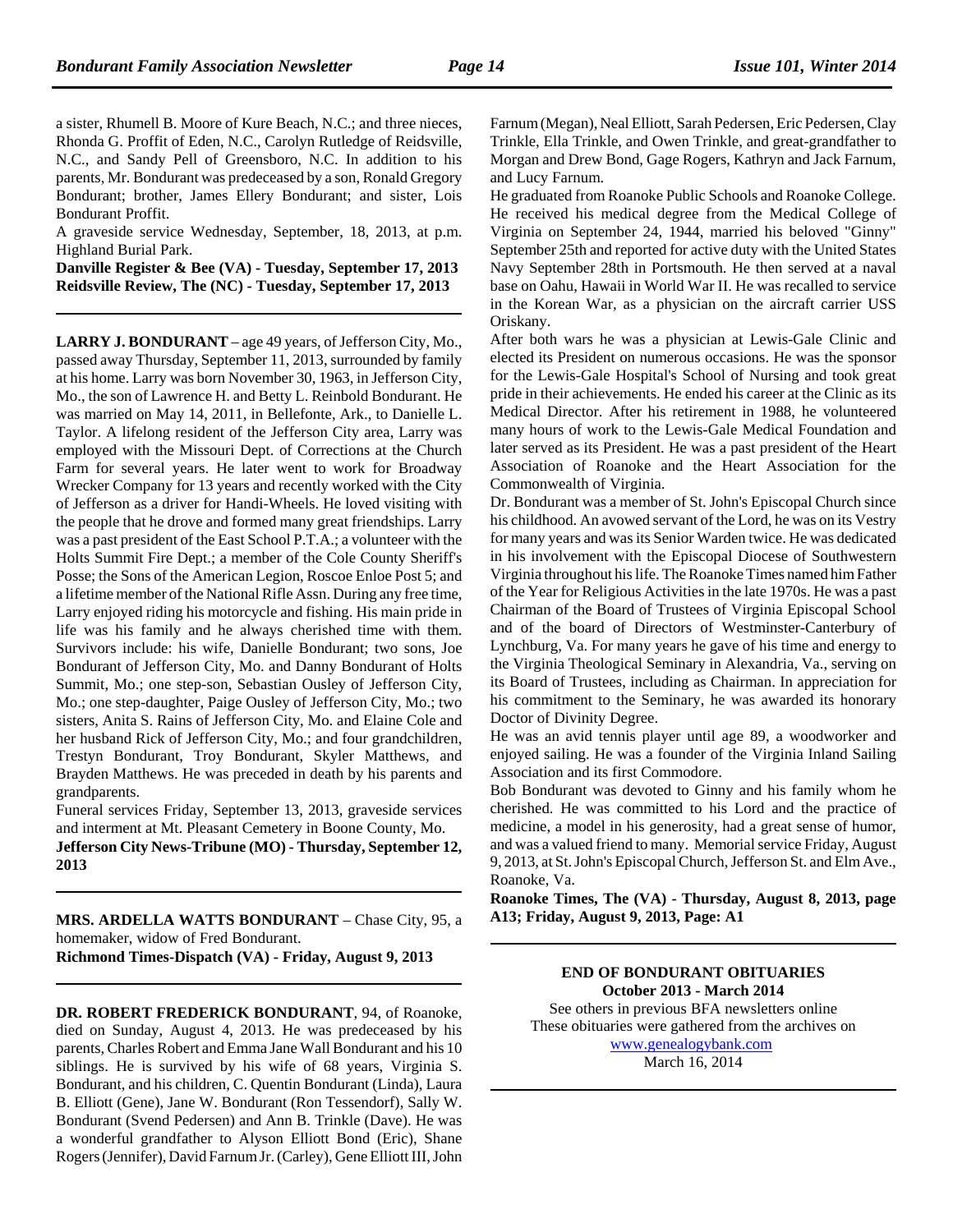a sister, Rhumell B. Moore of Kure Beach, N.C.; and three nieces, Rhonda G. Proffit of Eden, N.C., Carolyn Rutledge of Reidsville, N.C., and Sandy Pell of Greensboro, N.C. In addition to his parents, Mr. Bondurant was predeceased by a son, Ronald Gregory Bondurant; brother, James Ellery Bondurant; and sister, Lois Bondurant Proffit.

A graveside service Wednesday, September, 18, 2013, at p.m. Highland Burial Park.

**Danville Register & Bee (VA) - Tuesday, September 17, 2013**
**Reidsville Review, The (NC) - Tuesday, September 17, 2013**

---

**LARRY J. BONDURANT** – age 49 years, of Jefferson City, Mo., passed away Thursday, September 11, 2013, surrounded by family at his home. Larry was born November 30, 1963, in Jefferson City, Mo., the son of Lawrence H. and Betty L. Reinbold Bondurant. He was married on May 14, 2011, in Bellefonte, Ark., to Danielle L. Taylor. A lifelong resident of the Jefferson City area, Larry was employed with the Missouri Dept. of Corrections at the Church Farm for several years. He later went to work for Broadway Wrecker Company for 13 years and recently worked with the City of Jefferson as a driver for Handi-Wheels. He loved visiting with the people that he drove and formed many great friendships. Larry was a past president of the East School P.T.A.; a volunteer with the Holts Summit Fire Dept.; a member of the Cole County Sheriff's Posse; the Sons of the American Legion, Roscoe Enloe Post 5; and a lifetime member of the National Rifle Assn. During any free time, Larry enjoyed riding his motorcycle and fishing. His main pride in life was his family and he always cherished time with them. Survivors include: his wife, Danielle Bondurant; two sons, Joe Bondurant of Jefferson City, Mo. and Danny Bondurant of Holts Summit, Mo.; one step-son, Sebastian Ousley of Jefferson City, Mo.; one step-daughter, Paige Ousley of Jefferson City, Mo.; two sisters, Anita S. Rains of Jefferson City, Mo. and Elaine Cole and her husband Rick of Jefferson City, Mo.; and four grandchildren, Trestyn Bondurant, Troy Bondurant, Skyler Matthews, and Brayden Matthews. He was preceded in death by his parents and grandparents.

Funeral services Friday, September 13, 2013, graveside services and interment at Mt. Pleasant Cemetery in Boone County, Mo.

**Jefferson City News-Tribune (MO) - Thursday, September 12, 2013**

---

**MRS. ARDELLA WATTS BONDURANT** – Chase City, 95, a homemaker, widow of Fred Bondurant.

**Richmond Times-Dispatch (VA) - Friday, August 9, 2013**

---

**DR. ROBERT FREDERICK BONDURANT**, 94, of Roanoke, died on Sunday, August 4, 2013. He was predeceased by his parents, Charles Robert and Emma Jane Wall Bondurant and his 10 siblings. He is survived by his wife of 68 years, Virginia S. Bondurant, and his children, C. Quentin Bondurant (Linda), Laura B. Elliott (Gene), Jane W. Bondurant (Ron Tessendorf), Sally W. Bondurant (Svend Pedersen) and Ann B. Trinkle (Dave). He was a wonderful grandfather to Alyson Elliott Bond (Eric), Shane Rogers (Jennifer), David Farnum Jr. (Carley), Gene Elliott III, John Farnum (Megan), Neal Elliott, Sarah Pedersen, Eric Pedersen, Clay Trinkle, Ella Trinkle, and Owen Trinkle, and great-grandfather to Morgan and Drew Bond, Gage Rogers, Kathryn and Jack Farnum, and Lucy Farnum.

He graduated from Roanoke Public Schools and Roanoke College. He received his medical degree from the Medical College of Virginia on September 24, 1944, married his beloved "Ginny" September 25th and reported for active duty with the United States Navy September 28th in Portsmouth. He then served at a naval base on Oahu, Hawaii in World War II. He was recalled to service in the Korean War, as a physician on the aircraft carrier USS Oriskany.

After both wars he was a physician at Lewis-Gale Clinic and elected its President on numerous occasions. He was the sponsor for the Lewis-Gale Hospital's School of Nursing and took great pride in their achievements. He ended his career at the Clinic as its Medical Director. After his retirement in 1988, he volunteered many hours of work to the Lewis-Gale Medical Foundation and later served as its President. He was a past president of the Heart Association of Roanoke and the Heart Association for the Commonwealth of Virginia.

Dr. Bondurant was a member of St. John's Episcopal Church since his childhood. An avowed servant of the Lord, he was on its Vestry for many years and was its Senior Warden twice. He was dedicated in his involvement with the Episcopal Diocese of Southwestern Virginia throughout his life. The Roanoke Times named him Father of the Year for Religious Activities in the late 1970s. He was a past Chairman of the Board of Trustees of Virginia Episcopal School and of the board of Directors of Westminster-Canterbury of Lynchburg, Va. For many years he gave of his time and energy to the Virginia Theological Seminary in Alexandria, Va., serving on its Board of Trustees, including as Chairman. In appreciation for his commitment to the Seminary, he was awarded its honorary Doctor of Divinity Degree.

He was an avid tennis player until age 89, a woodworker and enjoyed sailing. He was a founder of the Virginia Inland Sailing Association and its first Commodore.

Bob Bondurant was devoted to Ginny and his family whom he cherished. He was committed to his Lord and the practice of medicine, a model in his generosity, had a great sense of humor, and was a valued friend to many. Memorial service Friday, August 9, 2013, at St. John's Episcopal Church, Jefferson St. and Elm Ave., Roanoke, Va.

**Roanoke Times, The (VA) - Thursday, August 8, 2013, page A13; Friday, August 9, 2013, Page: A1**

---

**END OF BONDURANT OBITUARIES**
**October 2013 - March 2014**

See others in previous BFA newsletters online
These obituaries were gathered from the archives on
www.genealogybank.com
March 16, 2014

---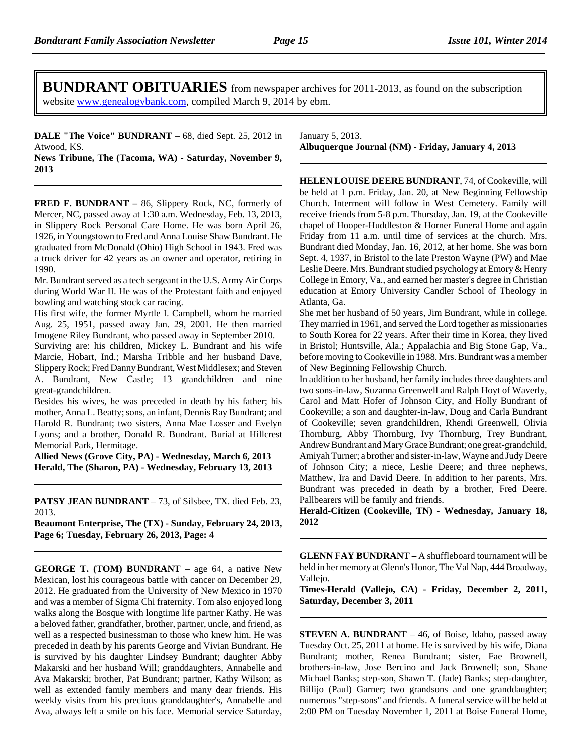# BUNDRANT OBITUARIES from newspaper archives for 2011-2013, as found on the subscription website www.genealogybank.com, compiled March 9, 2014 by ebm.

**DALE "The Voice" BUNDRANT** – 68, died Sept. 25, 2012 in Atwood, KS.
**News Tribune, The (Tacoma, WA) - Saturday, November 9, 2013**

---

**FRED F. BUNDRANT –** 86, Slippery Rock, NC, formerly of Mercer, NC, passed away at 1:30 a.m. Wednesday, Feb. 13, 2013, in Slippery Rock Personal Care Home. He was born April 26, 1926, in Youngstown to Fred and Anna Louise Shaw Bundrant. He graduated from McDonald (Ohio) High School in 1943. Fred was a truck driver for 42 years as an owner and operator, retiring in 1990.

Mr. Bundrant served as a tech sergeant in the U.S. Army Air Corps during World War II. He was of the Protestant faith and enjoyed bowling and watching stock car racing.

His first wife, the former Myrtle I. Campbell, whom he married Aug. 25, 1951, passed away Jan. 29, 2001. He then married Imogene Riley Bundrant, who passed away in September 2010.

Surviving are: his children, Mickey L. Bundrant and his wife Marcie, Hobart, Ind.; Marsha Tribble and her husband Dave, Slippery Rock; Fred Danny Bundrant, West Middlesex; and Steven A. Bundrant, New Castle; 13 grandchildren and nine great-grandchildren.

Besides his wives, he was preceded in death by his father; his mother, Anna L. Beatty; sons, an infant, Dennis Ray Bundrant; and Harold R. Bundrant; two sisters, Anna Mae Losser and Evelyn Lyons; and a brother, Donald R. Bundrant. Burial at Hillcrest Memorial Park, Hermitage.

**Allied News (Grove City, PA) - Wednesday, March 6, 2013**
**Herald, The (Sharon, PA) - Wednesday, February 13, 2013**

---

**PATSY JEAN BUNDRANT** – 73, of Silsbee, TX. died Feb. 23, 2013.
**Beaumont Enterprise, The (TX) - Sunday, February 24, 2013, Page 6; Tuesday, February 26, 2013, Page: 4**

---

**GEORGE T. (TOM) BUNDRANT** – age 64, a native New Mexican, lost his courageous battle with cancer on December 29, 2012. He graduated from the University of New Mexico in 1970 and was a member of Sigma Chi fraternity. Tom also enjoyed long walks along the Bosque with longtime life partner Kathy. He was a beloved father, grandfather, brother, partner, uncle, and friend, as well as a respected businessman to those who knew him. He was preceded in death by his parents George and Vivian Bundrant. He is survived by his daughter Lindsey Bundrant; daughter Abby Makarski and her husband Will; granddaughters, Annabelle and Ava Makarski; brother, Pat Bundrant; partner, Kathy Wilson; as well as extended family members and many dear friends. His weekly visits from his precious granddaughter's, Annabelle and Ava, always left a smile on his face. Memorial service Saturday, January 5, 2013.
**Albuquerque Journal (NM) - Friday, January 4, 2013**

---

**HELEN LOUISE DEERE BUNDRANT**, 74, of Cookeville, will be held at 1 p.m. Friday, Jan. 20, at New Beginning Fellowship Church. Interment will follow in West Cemetery. Family will receive friends from 5-8 p.m. Thursday, Jan. 19, at the Cookeville chapel of Hooper-Huddleston & Horner Funeral Home and again Friday from 11 a.m. until time of services at the church. Mrs. Bundrant died Monday, Jan. 16, 2012, at her home. She was born Sept. 4, 1937, in Bristol to the late Preston Wayne (PW) and Mae Leslie Deere. Mrs. Bundrant studied psychology at Emory & Henry College in Emory, Va., and earned her master's degree in Christian education at Emory University Candler School of Theology in Atlanta, Ga.

She met her husband of 50 years, Jim Bundrant, while in college. They married in 1961, and served the Lord together as missionaries to South Korea for 22 years. After their time in Korea, they lived in Bristol; Huntsville, Ala.; Appalachia and Big Stone Gap, Va., before moving to Cookeville in 1988. Mrs. Bundrant was a member of New Beginning Fellowship Church.

In addition to her husband, her family includes three daughters and two sons-in-law, Suzanna Greenwell and Ralph Hoyt of Waverly, Carol and Matt Hofer of Johnson City, and Holly Bundrant of Cookeville; a son and daughter-in-law, Doug and Carla Bundrant of Cookeville; seven grandchildren, Rhendi Greenwell, Olivia Thornburg, Abby Thornburg, Ivy Thornburg, Trey Bundrant, Andrew Bundrant and Mary Grace Bundrant; one great-grandchild, Amiyah Turner; a brother and sister-in-law, Wayne and Judy Deere of Johnson City; a niece, Leslie Deere; and three nephews, Matthew, Ira and David Deere. In addition to her parents, Mrs. Bundrant was preceded in death by a brother, Fred Deere. Pallbearers will be family and friends.
**Herald-Citizen (Cookeville, TN) - Wednesday, January 18, 2012**

---

**GLENN FAY BUNDRANT –** A shuffleboard tournament will be held in her memory at Glenn's Honor, The Val Nap, 444 Broadway, Vallejo.
**Times-Herald (Vallejo, CA) - Friday, December 2, 2011, Saturday, December 3, 2011**

---

**STEVEN A. BUNDRANT** – 46, of Boise, Idaho, passed away Tuesday Oct. 25, 2011 at home. He is survived by his wife, Diana Bundrant; mother, Renea Bundrant; sister, Fae Brownell, brothers-in-law, Jose Bercino and Jack Brownell; son, Shane Michael Banks; step-son, Shawn T. (Jade) Banks; step-daughter, Billijo (Paul) Garner; two grandsons and one granddaughter; numerous "step-sons" and friends. A funeral service will be held at 2:00 PM on Tuesday November 1, 2011 at Boise Funeral Home,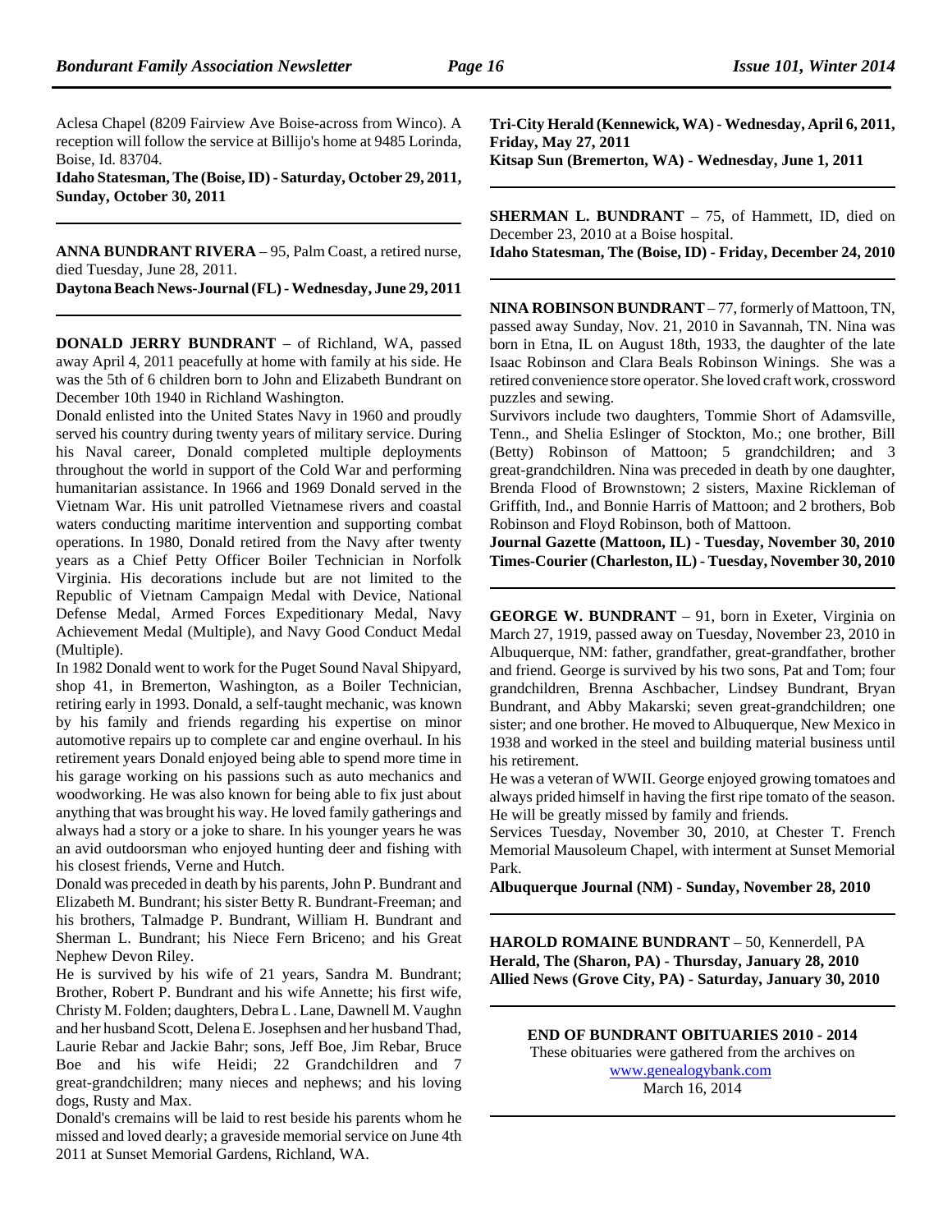Aclesa Chapel (8209 Fairview Ave Boise-across from Winco). A reception will follow the service at Billijo's home at 9485 Lorinda, Boise, Id. 83704.

**Idaho Statesman, The (Boise, ID) - Saturday, October 29, 2011, Sunday, October 30, 2011**

---

**ANNA BUNDRANT RIVERA** – 95, Palm Coast, a retired nurse, died Tuesday, June 28, 2011.

**Daytona Beach News-Journal (FL) - Wednesday, June 29, 2011**

---

**DONALD JERRY BUNDRANT** – of Richland, WA, passed away April 4, 2011 peacefully at home with family at his side. He was the 5th of 6 children born to John and Elizabeth Bundrant on December 10th 1940 in Richland Washington.

Donald enlisted into the United States Navy in 1960 and proudly served his country during twenty years of military service. During his Naval career, Donald completed multiple deployments throughout the world in support of the Cold War and performing humanitarian assistance. In 1966 and 1969 Donald served in the Vietnam War. His unit patrolled Vietnamese rivers and coastal waters conducting maritime intervention and supporting combat operations. In 1980, Donald retired from the Navy after twenty years as a Chief Petty Officer Boiler Technician in Norfolk Virginia. His decorations include but are not limited to the Republic of Vietnam Campaign Medal with Device, National Defense Medal, Armed Forces Expeditionary Medal, Navy Achievement Medal (Multiple), and Navy Good Conduct Medal (Multiple).

In 1982 Donald went to work for the Puget Sound Naval Shipyard, shop 41, in Bremerton, Washington, as a Boiler Technician, retiring early in 1993. Donald, a self-taught mechanic, was known by his family and friends regarding his expertise on minor automotive repairs up to complete car and engine overhaul. In his retirement years Donald enjoyed being able to spend more time in his garage working on his passions such as auto mechanics and woodworking. He was also known for being able to fix just about anything that was brought his way. He loved family gatherings and always had a story or a joke to share. In his younger years he was an avid outdoorsman who enjoyed hunting deer and fishing with his closest friends, Verne and Hutch.

Donald was preceded in death by his parents, John P. Bundrant and Elizabeth M. Bundrant; his sister Betty R. Bundrant-Freeman; and his brothers, Talmadge P. Bundrant, William H. Bundrant and Sherman L. Bundrant; his Niece Fern Briceno; and his Great Nephew Devon Riley.

He is survived by his wife of 21 years, Sandra M. Bundrant; Brother, Robert P. Bundrant and his wife Annette; his first wife, Christy M. Folden; daughters, Debra L . Lane, Dawnell M. Vaughn and her husband Scott, Delena E. Josephsen and her husband Thad, Laurie Rebar and Jackie Bahr; sons, Jeff Boe, Jim Rebar, Bruce Boe and his wife Heidi; 22 Grandchildren and 7 great-grandchildren; many nieces and nephews; and his loving dogs, Rusty and Max.

Donald's cremains will be laid to rest beside his parents whom he missed and loved dearly; a graveside memorial service on June 4th 2011 at Sunset Memorial Gardens, Richland, WA.

**Tri-City Herald (Kennewick, WA) - Wednesday, April 6, 2011, Friday, May 27, 2011**
**Kitsap Sun (Bremerton, WA) - Wednesday, June 1, 2011**

---

**SHERMAN L. BUNDRANT** – 75, of Hammett, ID, died on December 23, 2010 at a Boise hospital.

**Idaho Statesman, The (Boise, ID) - Friday, December 24, 2010**

---

**NINA ROBINSON BUNDRANT** – 77, formerly of Mattoon, TN, passed away Sunday, Nov. 21, 2010 in Savannah, TN. Nina was born in Etna, IL on August 18th, 1933, the daughter of the late Isaac Robinson and Clara Beals Robinson Winings. She was a retired convenience store operator. She loved craft work, crossword puzzles and sewing.

Survivors include two daughters, Tommie Short of Adamsville, Tenn., and Shelia Eslinger of Stockton, Mo.; one brother, Bill (Betty) Robinson of Mattoon; 5 grandchildren; and 3 great-grandchildren. Nina was preceded in death by one daughter, Brenda Flood of Brownstown; 2 sisters, Maxine Rickleman of Griffith, Ind., and Bonnie Harris of Mattoon; and 2 brothers, Bob Robinson and Floyd Robinson, both of Mattoon.

**Journal Gazette (Mattoon, IL) - Tuesday, November 30, 2010**
**Times-Courier (Charleston, IL) - Tuesday, November 30, 2010**

---

**GEORGE W. BUNDRANT** – 91, born in Exeter, Virginia on March 27, 1919, passed away on Tuesday, November 23, 2010 in Albuquerque, NM: father, grandfather, great-grandfather, brother and friend. George is survived by his two sons, Pat and Tom; four grandchildren, Brenna Aschbacher, Lindsey Bundrant, Bryan Bundrant, and Abby Makarski; seven great-grandchildren; one sister; and one brother. He moved to Albuquerque, New Mexico in 1938 and worked in the steel and building material business until his retirement.

He was a veteran of WWII. George enjoyed growing tomatoes and always prided himself in having the first ripe tomato of the season. He will be greatly missed by family and friends.

Services Tuesday, November 30, 2010, at Chester T. French Memorial Mausoleum Chapel, with interment at Sunset Memorial Park.

**Albuquerque Journal (NM) - Sunday, November 28, 2010**

---

**HAROLD ROMAINE BUNDRANT** – 50, Kennerdell, PA
**Herald, The (Sharon, PA) - Thursday, January 28, 2010**
**Allied News (Grove City, PA) - Saturday, January 30, 2010**

---

**END OF BUNDRANT OBITUARIES 2010 - 2014**

These obituaries were gathered from the archives on www.genealogybank.com

March 16, 2014

---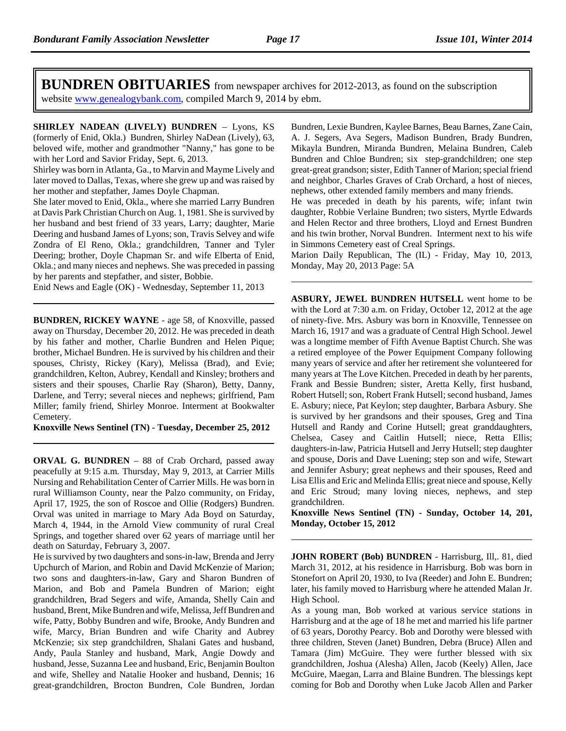# BUNDREN OBITUARIES

from newspaper archives for 2012-2013, as found on the subscription website www.genealogybank.com, compiled March 9, 2014 by ebm.

**SHIRLEY NADEAN (LIVELY) BUNDREN** – Lyons, KS (formerly of Enid, Okla.) Bundren, Shirley NaDean (Lively), 63, beloved wife, mother and grandmother "Nanny," has gone to be with her Lord and Savior Friday, Sept. 6, 2013.

Shirley was born in Atlanta, Ga., to Marvin and Mayme Lively and later moved to Dallas, Texas, where she grew up and was raised by her mother and stepfather, James Doyle Chapman.

She later moved to Enid, Okla., where she married Larry Bundren at Davis Park Christian Church on Aug. 1, 1981. She is survived by her husband and best friend of 33 years, Larry; daughter, Marie Deering and husband James of Lyons; son, Travis Selvey and wife Zondra of El Reno, Okla.; grandchildren, Tanner and Tyler Deering; brother, Doyle Chapman Sr. and wife Elberta of Enid, Okla.; and many nieces and nephews. She was preceded in passing by her parents and stepfather, and sister, Bobbie.

Enid News and Eagle (OK) - Wednesday, September 11, 2013

---

**BUNDREN, RICKEY WAYNE** - age 58, of Knoxville, passed away on Thursday, December 20, 2012. He was preceded in death by his father and mother, Charlie Bundren and Helen Pique; brother, Michael Bundren. He is survived by his children and their spouses, Christy, Rickey (Kary), Melissa (Brad), and Evie; grandchildren, Kelton, Aubrey, Kendall and Kinsley; brothers and sisters and their spouses, Charlie Ray (Sharon), Betty, Danny, Darlene, and Terry; several nieces and nephews; girlfriend, Pam Miller; family friend, Shirley Monroe. Interment at Bookwalter Cemetery.

**Knoxville News Sentinel (TN) - Tuesday, December 25, 2012**

---

**ORVAL G. BUNDREN** – 88 of Crab Orchard, passed away peacefully at 9:15 a.m. Thursday, May 9, 2013, at Carrier Mills Nursing and Rehabilitation Center of Carrier Mills. He was born in rural Williamson County, near the Palzo community, on Friday, April 17, 1925, the son of Roscoe and Ollie (Rodgers) Bundren. Orval was united in marriage to Mary Ada Boyd on Saturday, March 4, 1944, in the Arnold View community of rural Creal Springs, and together shared over 62 years of marriage until her death on Saturday, February 3, 2007.

He is survived by two daughters and sons-in-law, Brenda and Jerry Upchurch of Marion, and Robin and David McKenzie of Marion; two sons and daughters-in-law, Gary and Sharon Bundren of Marion, and Bob and Pamela Bundren of Marion; eight grandchildren, Brad Segers and wife, Amanda, Shelly Cain and husband, Brent, Mike Bundren and wife, Melissa, Jeff Bundren and wife, Patty, Bobby Bundren and wife, Brooke, Andy Bundren and wife, Marcy, Brian Bundren and wife Charity and Aubrey McKenzie; six step grandchildren, Shalani Gates and husband, Andy, Paula Stanley and husband, Mark, Angie Dowdy and husband, Jesse, Suzanna Lee and husband, Eric, Benjamin Boulton and wife, Shelley and Natalie Hooker and husband, Dennis; 16 great-grandchildren, Brocton Bundren, Cole Bundren, Jordan Bundren, Lexie Bundren, Kaylee Barnes, Beau Barnes, Zane Cain, A. J. Segers, Ava Segers, Madison Bundren, Brady Bundren, Mikayla Bundren, Miranda Bundren, Melaina Bundren, Caleb Bundren and Chloe Bundren; six step-grandchildren; one step great-great grandson; sister, Edith Tanner of Marion; special friend and neighbor, Charles Graves of Crab Orchard, a host of nieces, nephews, other extended family members and many friends.

He was preceded in death by his parents, wife; infant twin daughter, Robbie Verlaine Bundren; two sisters, Myrtle Edwards and Helen Rector and three brothers, Lloyd and Ernest Bundren and his twin brother, Norval Bundren. Interment next to his wife in Simmons Cemetery east of Creal Springs.

Marion Daily Republican, The (IL) - Friday, May 10, 2013, Monday, May 20, 2013 Page: 5A

---

**ASBURY, JEWEL BUNDREN HUTSELL** went home to be with the Lord at 7:30 a.m. on Friday, October 12, 2012 at the age of ninety-five. Mrs. Asbury was born in Knoxville, Tennessee on March 16, 1917 and was a graduate of Central High School. Jewel was a longtime member of Fifth Avenue Baptist Church. She was a retired employee of the Power Equipment Company following many years of service and after her retirement she volunteered for many years at The Love Kitchen. Preceded in death by her parents, Frank and Bessie Bundren; sister, Aretta Kelly, first husband, Robert Hutsell; son, Robert Frank Hutsell; second husband, James E. Asbury; niece, Pat Keylon; step daughter, Barbara Asbury. She is survived by her grandsons and their spouses, Greg and Tina Hutsell and Randy and Corine Hutsell; great granddaughters, Chelsea, Casey and Caitlin Hutsell; niece, Retta Ellis; daughters-in-law, Patricia Hutsell and Jerry Hutsell; step daughter and spouse, Doris and Dave Luening; step son and wife, Stewart and Jennifer Asbury; great nephews and their spouses, Reed and Lisa Ellis and Eric and Melinda Ellis; great niece and spouse, Kelly and Eric Stroud; many loving nieces, nephews, and step grandchildren.

**Knoxville News Sentinel (TN) - Sunday, October 14, 201, Monday, October 15, 2012**

---

**JOHN ROBERT (Bob) BUNDREN** - Harrisburg, Ill,. 81, died March 31, 2012, at his residence in Harrisburg. Bob was born in Stonefort on April 20, 1930, to Iva (Reeder) and John E. Bundren; later, his family moved to Harrisburg where he attended Malan Jr. High School.

As a young man, Bob worked at various service stations in Harrisburg and at the age of 18 he met and married his life partner of 63 years, Dorothy Pearcy. Bob and Dorothy were blessed with three children, Steven (Janet) Bundren, Debra (Bruce) Allen and Tamara (Jim) McGuire. They were further blessed with six grandchildren, Joshua (Alesha) Allen, Jacob (Keely) Allen, Jace McGuire, Maegan, Larra and Blaine Bundren. The blessings kept coming for Bob and Dorothy when Luke Jacob Allen and Parker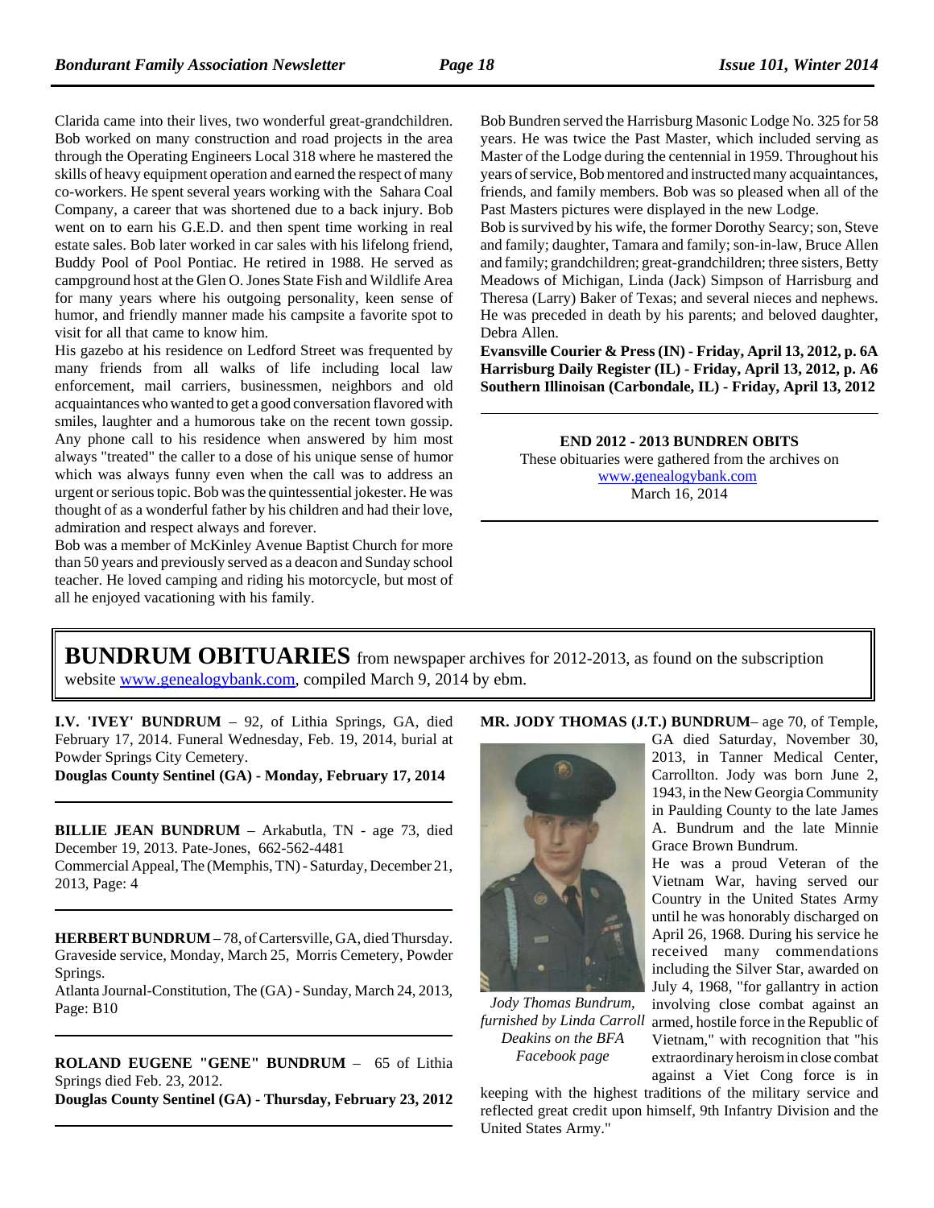Clarida came into their lives, two wonderful great-grandchildren. Bob worked on many construction and road projects in the area through the Operating Engineers Local 318 where he mastered the skills of heavy equipment operation and earned the respect of many co-workers. He spent several years working with the Sahara Coal Company, a career that was shortened due to a back injury. Bob went on to earn his G.E.D. and then spent time working in real estate sales. Bob later worked in car sales with his lifelong friend, Buddy Pool of Pool Pontiac. He retired in 1988. He served as campground host at the Glen O. Jones State Fish and Wildlife Area for many years where his outgoing personality, keen sense of humor, and friendly manner made his campsite a favorite spot to visit for all that came to know him.

His gazebo at his residence on Ledford Street was frequented by many friends from all walks of life including local law enforcement, mail carriers, businessmen, neighbors and old acquaintances who wanted to get a good conversation flavored with smiles, laughter and a humorous take on the recent town gossip. Any phone call to his residence when answered by him most always "treated" the caller to a dose of his unique sense of humor which was always funny even when the call was to address an urgent or serious topic. Bob was the quintessential jokester. He was thought of as a wonderful father by his children and had their love, admiration and respect always and forever.

Bob was a member of McKinley Avenue Baptist Church for more than 50 years and previously served as a deacon and Sunday school teacher. He loved camping and riding his motorcycle, but most of all he enjoyed vacationing with his family.

Bob Bundren served the Harrisburg Masonic Lodge No. 325 for 58 years. He was twice the Past Master, which included serving as Master of the Lodge during the centennial in 1959. Throughout his years of service, Bob mentored and instructed many acquaintances, friends, and family members. Bob was so pleased when all of the Past Masters pictures were displayed in the new Lodge.

Bob is survived by his wife, the former Dorothy Searcy; son, Steve and family; daughter, Tamara and family; son-in-law, Bruce Allen and family; grandchildren; great-grandchildren; three sisters, Betty Meadows of Michigan, Linda (Jack) Simpson of Harrisburg and Theresa (Larry) Baker of Texas; and several nieces and nephews. He was preceded in death by his parents; and beloved daughter, Debra Allen.

**Evansville Courier & Press (IN) - Friday, April 13, 2012, p. 6A**
**Harrisburg Daily Register (IL) - Friday, April 13, 2012, p. A6**
**Southern Illinoisan (Carbondale, IL) - Friday, April 13, 2012**

---

**END 2012 - 2013 BUNDREN OBITS**

These obituaries were gathered from the archives on www.genealogybank.com
March 16, 2014

---

# BUNDRUM OBITUARIES

from newspaper archives for 2012-2013, as found on the subscription website www.genealogybank.com, compiled March 9, 2014 by ebm.

**I.V. 'IVEY' BUNDRUM** – 92, of Lithia Springs, GA, died February 17, 2014. Funeral Wednesday, Feb. 19, 2014, burial at Powder Springs City Cemetery.

**Douglas County Sentinel (GA) - Monday, February 17, 2014**

---

**BILLIE JEAN BUNDRUM** – Arkabutla, TN - age 73, died December 19, 2013. Pate-Jones, 662-562-4481

Commercial Appeal, The (Memphis, TN) - Saturday, December 21, 2013, Page: 4

---

**HERBERT BUNDRUM** – 78, of Cartersville, GA, died Thursday. Graveside service, Monday, March 25, Morris Cemetery, Powder Springs.

Atlanta Journal-Constitution, The (GA) - Sunday, March 24, 2013, Page: B10

---

**ROLAND EUGENE "GENE" BUNDRUM** – 65 of Lithia Springs died Feb. 23, 2012.

**Douglas County Sentinel (GA) - Thursday, February 23, 2012**

---

**MR. JODY THOMAS (J.T.) BUNDRUM**– age 70, of Temple, GA died Saturday, November 30, 2013, in Tanner Medical Center, Carrollton. Jody was born June 2, 1943, in the New Georgia Community in Paulding County to the late James A. Bundrum and the late Minnie Grace Brown Bundrum.

*Jody Thomas Bundrum, furnished by Linda Carroll Deakins on the BFA Facebook page*

He was a proud Veteran of the Vietnam War, having served our Country in the United States Army until he was honorably discharged on April 26, 1968. During his service he received many commendations including the Silver Star, awarded on July 4, 1968, "for gallantry in action involving close combat against an armed, hostile force in the Republic of Vietnam," with recognition that "his extraordinary heroism in close combat against a Viet Cong force is in keeping with the highest traditions of the military service and reflected great credit upon himself, 9th Infantry Division and the United States Army."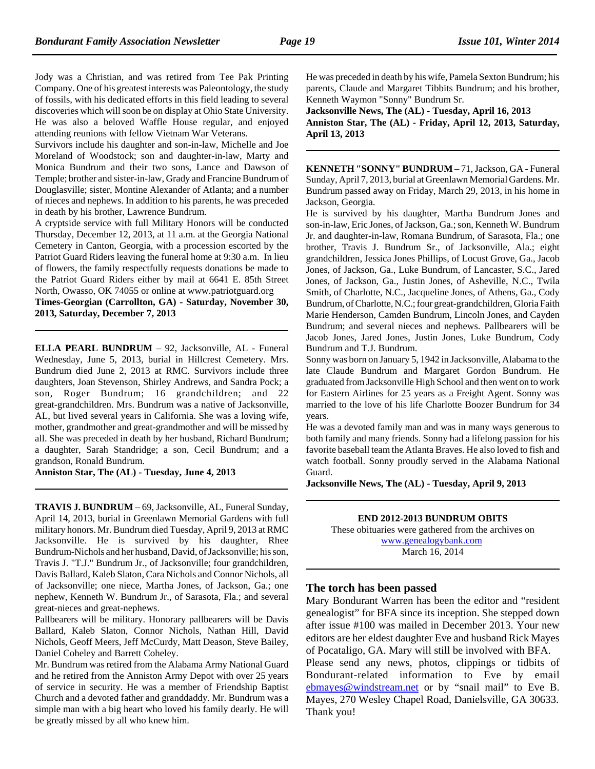Jody was a Christian, and was retired from Tee Pak Printing Company. One of his greatest interests was Paleontology, the study of fossils, with his dedicated efforts in this field leading to several discoveries which will soon be on display at Ohio State University. He was also a beloved Waffle House regular, and enjoyed attending reunions with fellow Vietnam War Veterans.

Survivors include his daughter and son-in-law, Michelle and Joe Moreland of Woodstock; son and daughter-in-law, Marty and Monica Bundrum and their two sons, Lance and Dawson of Temple; brother and sister-in-law, Grady and Francine Bundrum of Douglasville; sister, Montine Alexander of Atlanta; and a number of nieces and nephews. In addition to his parents, he was preceded in death by his brother, Lawrence Bundrum.

A cryptside service with full Military Honors will be conducted Thursday, December 12, 2013, at 11 a.m. at the Georgia National Cemetery in Canton, Georgia, with a procession escorted by the Patriot Guard Riders leaving the funeral home at 9:30 a.m. In lieu of flowers, the family respectfully requests donations be made to the Patriot Guard Riders either by mail at 6641 E. 85th Street North, Owasso, OK 74055 or online at www.patriotguard.org

**Times-Georgian (Carrollton, GA) - Saturday, November 30, 2013, Saturday, December 7, 2013**

---

**ELLA PEARL BUNDRUM** – 92, Jacksonville, AL - Funeral Wednesday, June 5, 2013, burial in Hillcrest Cemetery. Mrs. Bundrum died June 2, 2013 at RMC. Survivors include three daughters, Joan Stevenson, Shirley Andrews, and Sandra Pock; a son, Roger Bundrum; 16 grandchildren; and 22 great-grandchildren. Mrs. Bundrum was a native of Jacksonville, AL, but lived several years in California. She was a loving wife, mother, grandmother and great-grandmother and will be missed by all. She was preceded in death by her husband, Richard Bundrum; a daughter, Sarah Standridge; a son, Cecil Bundrum; and a grandson, Ronald Bundrum.

**Anniston Star, The (AL) - Tuesday, June 4, 2013**

---

**TRAVIS J. BUNDRUM** – 69, Jacksonville, AL, Funeral Sunday, April 14, 2013, burial in Greenlawn Memorial Gardens with full military honors. Mr. Bundrum died Tuesday, April 9, 2013 at RMC Jacksonville. He is survived by his daughter, Rhee Bundrum-Nichols and her husband, David, of Jacksonville; his son, Travis J. "T.J." Bundrum Jr., of Jacksonville; four grandchildren, Davis Ballard, Kaleb Slaton, Cara Nichols and Connor Nichols, all of Jacksonville; one niece, Martha Jones, of Jackson, Ga.; one nephew, Kenneth W. Bundrum Jr., of Sarasota, Fla.; and several great-nieces and great-nephews.

Pallbearers will be military. Honorary pallbearers will be Davis Ballard, Kaleb Slaton, Connor Nichols, Nathan Hill, David Nichols, Geoff Meers, Jeff McCurdy, Matt Deason, Steve Bailey, Daniel Coheley and Barrett Coheley.

Mr. Bundrum was retired from the Alabama Army National Guard and he retired from the Anniston Army Depot with over 25 years of service in security. He was a member of Friendship Baptist Church and a devoted father and granddaddy. Mr. Bundrum was a simple man with a big heart who loved his family dearly. He will be greatly missed by all who knew him.

He was preceded in death by his wife, Pamela Sexton Bundrum; his parents, Claude and Margaret Tibbits Bundrum; and his brother, Kenneth Waymon "Sonny" Bundrum Sr.

**Jacksonville News, The (AL) - Tuesday, April 16, 2013**
**Anniston Star, The (AL) - Friday, April 12, 2013, Saturday, April 13, 2013**

---

**KENNETH "SONNY" BUNDRUM** – 71, Jackson, GA - Funeral Sunday, April 7, 2013, burial at Greenlawn Memorial Gardens. Mr. Bundrum passed away on Friday, March 29, 2013, in his home in Jackson, Georgia.

He is survived by his daughter, Martha Bundrum Jones and son-in-law, Eric Jones, of Jackson, Ga.; son, Kenneth W. Bundrum Jr. and daughter-in-law, Romana Bundrum, of Sarasota, Fla.; one brother, Travis J. Bundrum Sr., of Jacksonville, Ala.; eight grandchildren, Jessica Jones Phillips, of Locust Grove, Ga., Jacob Jones, of Jackson, Ga., Luke Bundrum, of Lancaster, S.C., Jared Jones, of Jackson, Ga., Justin Jones, of Asheville, N.C., Twila Smith, of Charlotte, N.C., Jacqueline Jones, of Athens, Ga., Cody Bundrum, of Charlotte, N.C.; four great-grandchildren, Gloria Faith Marie Henderson, Camden Bundrum, Lincoln Jones, and Cayden Bundrum; and several nieces and nephews. Pallbearers will be Jacob Jones, Jared Jones, Justin Jones, Luke Bundrum, Cody Bundrum and T.J. Bundrum.

Sonny was born on January 5, 1942 in Jacksonville, Alabama to the late Claude Bundrum and Margaret Gordon Bundrum. He graduated from Jacksonville High School and then went on to work for Eastern Airlines for 25 years as a Freight Agent. Sonny was married to the love of his life Charlotte Boozer Bundrum for 34 years.

He was a devoted family man and was in many ways generous to both family and many friends. Sonny had a lifelong passion for his favorite baseball team the Atlanta Braves. He also loved to fish and watch football. Sonny proudly served in the Alabama National Guard.

**Jacksonville News, The (AL) - Tuesday, April 9, 2013**

---

**END 2012-2013 BUNDRUM OBITS**

These obituaries were gathered from the archives on www.genealogybank.com
March 16, 2014

---

## The torch has been passed

Mary Bondurant Warren has been the editor and "resident genealogist" for BFA since its inception. She stepped down after issue #100 was mailed in December 2013. Your new editors are her eldest daughter Eve and husband Rick Mayes of Pocataligo, GA. Mary will still be involved with BFA.

Please send any news, photos, clippings or tidbits of Bondurant-related information to Eve by email ebmayes@windstream.net or by "snail mail" to Eve B. Mayes, 270 Wesley Chapel Road, Danielsville, GA 30633. Thank you!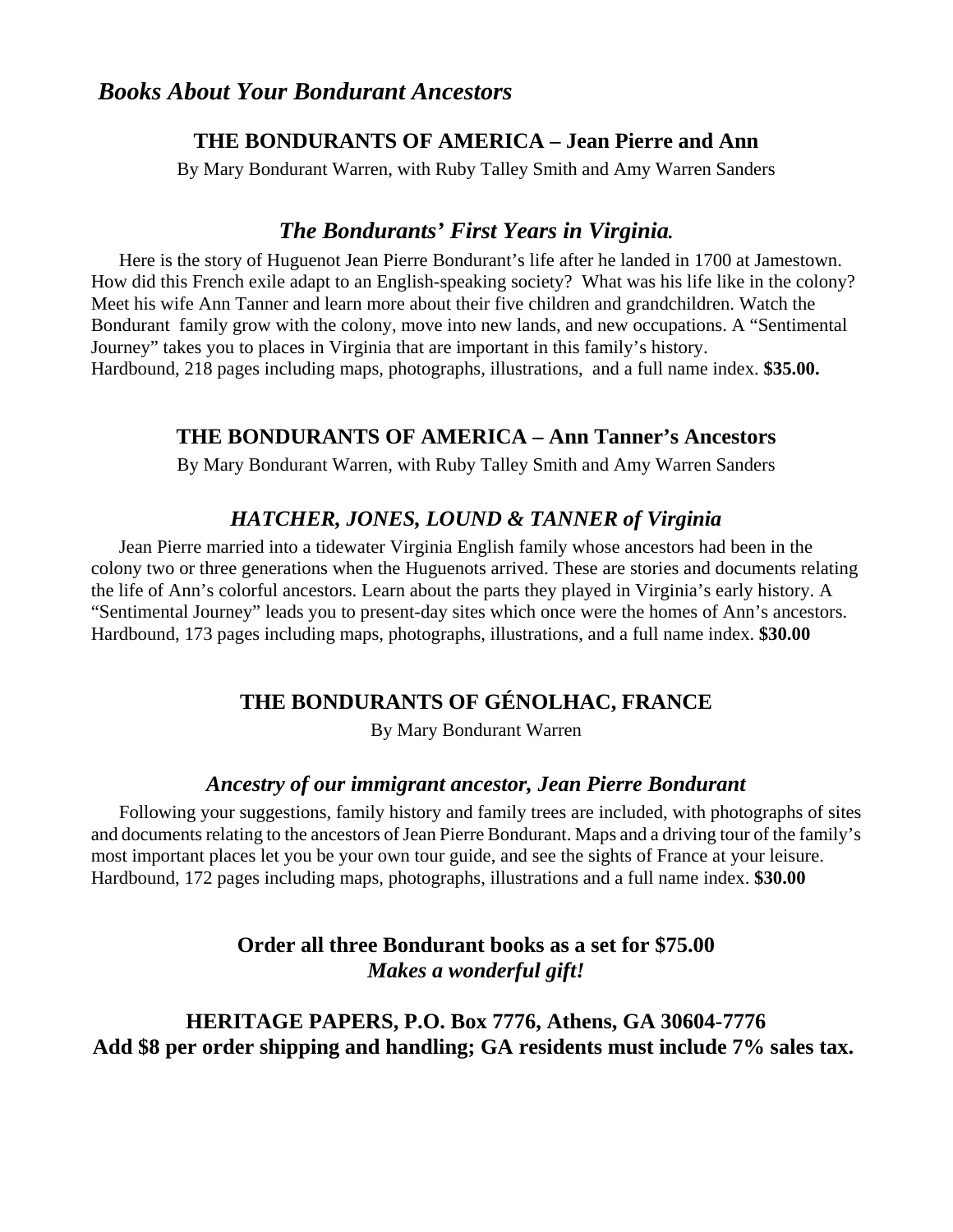## *Books About Your Bondurant Ancestors*

### THE BONDURANTS OF AMERICA – Jean Pierre and Ann

By Mary Bondurant Warren, with Ruby Talley Smith and Amy Warren Sanders

### *The Bondurants' First Years in Virginia.*

Here is the story of Huguenot Jean Pierre Bondurant's life after he landed in 1700 at Jamestown. How did this French exile adapt to an English-speaking society? What was his life like in the colony? Meet his wife Ann Tanner and learn more about their five children and grandchildren. Watch the Bondurant family grow with the colony, move into new lands, and new occupations. A "Sentimental Journey" takes you to places in Virginia that are important in this family's history.
Hardbound, 218 pages including maps, photographs, illustrations, and a full name index. **$35.00.**

### THE BONDURANTS OF AMERICA – Ann Tanner's Ancestors

By Mary Bondurant Warren, with Ruby Talley Smith and Amy Warren Sanders

### *HATCHER, JONES, LOUND & TANNER of Virginia*

Jean Pierre married into a tidewater Virginia English family whose ancestors had been in the colony two or three generations when the Huguenots arrived. These are stories and documents relating the life of Ann's colorful ancestors. Learn about the parts they played in Virginia's early history. A "Sentimental Journey" leads you to present-day sites which once were the homes of Ann's ancestors.
Hardbound, 173 pages including maps, photographs, illustrations, and a full name index. **$30.00**

### THE BONDURANTS OF GÉNOLHAC, FRANCE

By Mary Bondurant Warren

### *Ancestry of our immigrant ancestor, Jean Pierre Bondurant*

Following your suggestions, family history and family trees are included, with photographs of sites and documents relating to the ancestors of Jean Pierre Bondurant. Maps and a driving tour of the family's most important places let you be your own tour guide, and see the sights of France at your leisure.
Hardbound, 172 pages including maps, photographs, illustrations and a full name index. **$30.00**

**Order all three Bondurant books as a set for $75.00**
***Makes a wonderful gift!***

**HERITAGE PAPERS, P.O. Box 7776, Athens, GA 30604-7776**
**Add $8 per order shipping and handling; GA residents must include 7% sales tax.**